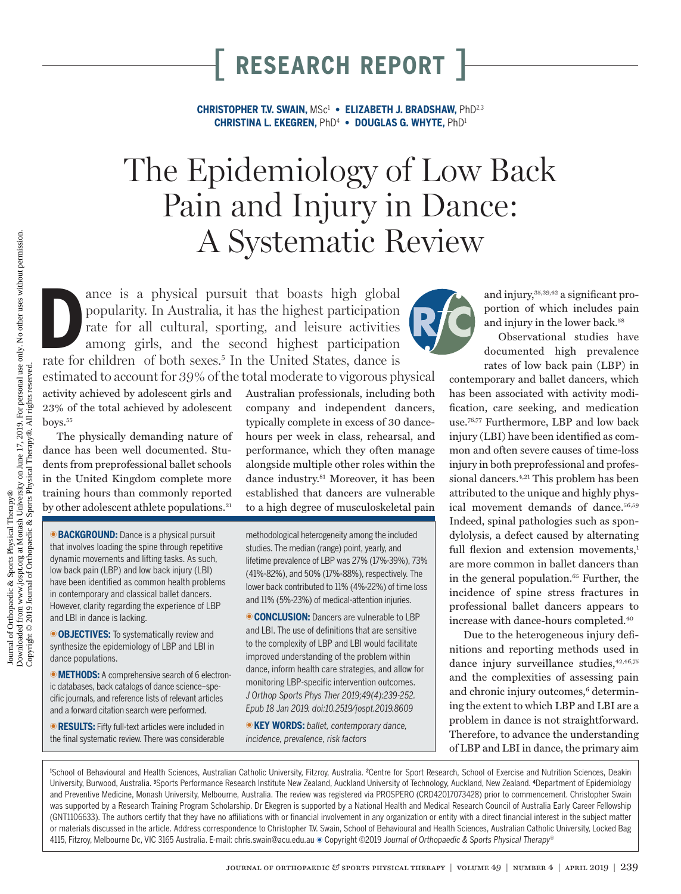[ RESEARCH REPORT ]

**CHRISTOPHER T.V. SWAIN,** MSc[1] • **ELIZABETH J. BRADSHAW,** PhD[2,3]
**CHRISTINA L. EKEGREN,** PhD[4] • **DOUGLAS G. WHYTE,** PhD[1]

# The Epidemiology of Low Back Pain and Injury in Dance: A Systematic Review

**BACKGROUND:** Dance is a physical pursuit that involves loading the spine through repetitive dynamic movements and lifting tasks. As such, low back pain (LBP) and low back injury (LBI) have been identified as common health problems in contemporary and classical ballet dancers. However, clarity regarding the experience of LBP and LBI in dance is lacking.

**OBJECTIVES:** To systematically review and synthesize the epidemiology of LBP and LBI in dance populations.

**METHODS:** A comprehensive search of 6 electronic databases, back catalogs of dance science–specific journals, and reference lists of relevant articles and a forward citation search were performed.

**RESULTS:** Fifty full-text articles were included in the final systematic review. There was considerable methodological heterogeneity among the included studies. The median (range) point, yearly, and lifetime prevalence of LBP was 27% (17%-39%), 73% (41%-82%), and 50% (17%-88%), respectively. The lower back contributed to 11% (4%-22%) of time loss and 11% (5%-23%) of medical-attention injuries.

**CONCLUSION:** Dancers are vulnerable to LBP and LBI. The use of definitions that are sensitive to the complexity of LBP and LBI would facilitate improved understanding of the problem within dance, inform health care strategies, and allow for monitoring LBP-specific intervention outcomes. *J Orthop Sports Phys Ther 2019;49(4):239-252. Epub 18 Jan 2019. doi:10.2519/jospt.2019.8609*

**KEY WORDS:** *ballet, contemporary dance, incidence, prevalence, risk factors*

Dance is a physical pursuit that boasts high global popularity. In Australia, it has the highest participation rate for all cultural, sporting, and leisure activities among girls, and the second highest participation rate for children of both sexes.[5] In the United States, dance is estimated to account for 39% of the total moderate to vigorous physical activity achieved by adolescent girls and 23% of the total achieved by adolescent boys.[55]

The physically demanding nature of dance has been well documented. Students from preprofessional ballet schools in the United Kingdom complete more training hours than commonly reported by other adolescent athlete populations.[21] Australian professionals, including both company and independent dancers, typically complete in excess of 30 dance-hours per week in class, rehearsal, and performance, which they often manage alongside multiple other roles within the dance industry.[81] Moreover, it has been established that dancers are vulnerable to a high degree of musculoskeletal pain and injury,[35,39,42] a significant proportion of which includes pain and injury in the lower back.[58]

Observational studies have documented high prevalence rates of low back pain (LBP) in contemporary and ballet dancers, which has been associated with activity modification, care seeking, and medication use.[76,77] Furthermore, LBP and low back injury (LBI) have been identified as common and often severe causes of time-loss injury in both preprofessional and professional dancers.[4,21] This problem has been attributed to the unique and highly physical movement demands of dance.[56,59] Indeed, spinal pathologies such as spondylolysis, a defect caused by alternating full flexion and extension movements,[1] are more common in ballet dancers than in the general population.[65] Further, the incidence of spine stress fractures in professional ballet dancers appears to increase with dance-hours completed.[40]

Due to the heterogeneous injury definitions and reporting methods used in dance injury surveillance studies,[42,46,75] and the complexities of assessing pain and chronic injury outcomes,[6] determining the extent to which LBP and LBI are a problem in dance is not straightforward. Therefore, to advance the understanding of LBP and LBI in dance, the primary aim

[1]School of Behavioural and Health Sciences, Australian Catholic University, Fitzroy, Australia. [2]Centre for Sport Research, School of Exercise and Nutrition Sciences, Deakin University, Burwood, Australia. [3]Sports Performance Research Institute New Zealand, Auckland University of Technology, Auckland, New Zealand. [4]Department of Epidemiology and Preventive Medicine, Monash University, Melbourne, Australia. The review was registered via PROSPERO (CRD42017073428) prior to commencement. Christopher Swain was supported by a Research Training Program Scholarship. Dr Ekegren is supported by a National Health and Medical Research Council of Australia Early Career Fellowship (GNT1106633). The authors certify that they have no affiliations with or financial involvement in any organization or entity with a direct financial interest in the subject matter or materials discussed in the article. Address correspondence to Christopher T.V. Swain, School of Behavioural and Health Sciences, Australian Catholic University, Locked Bag 4115, Fitzroy, Melbourne Dc, VIC 3165 Australia. E-mail: chris.swain@acu.edu.au • Copyright ©2019 *Journal of Orthopaedic & Sports Physical Therapy®*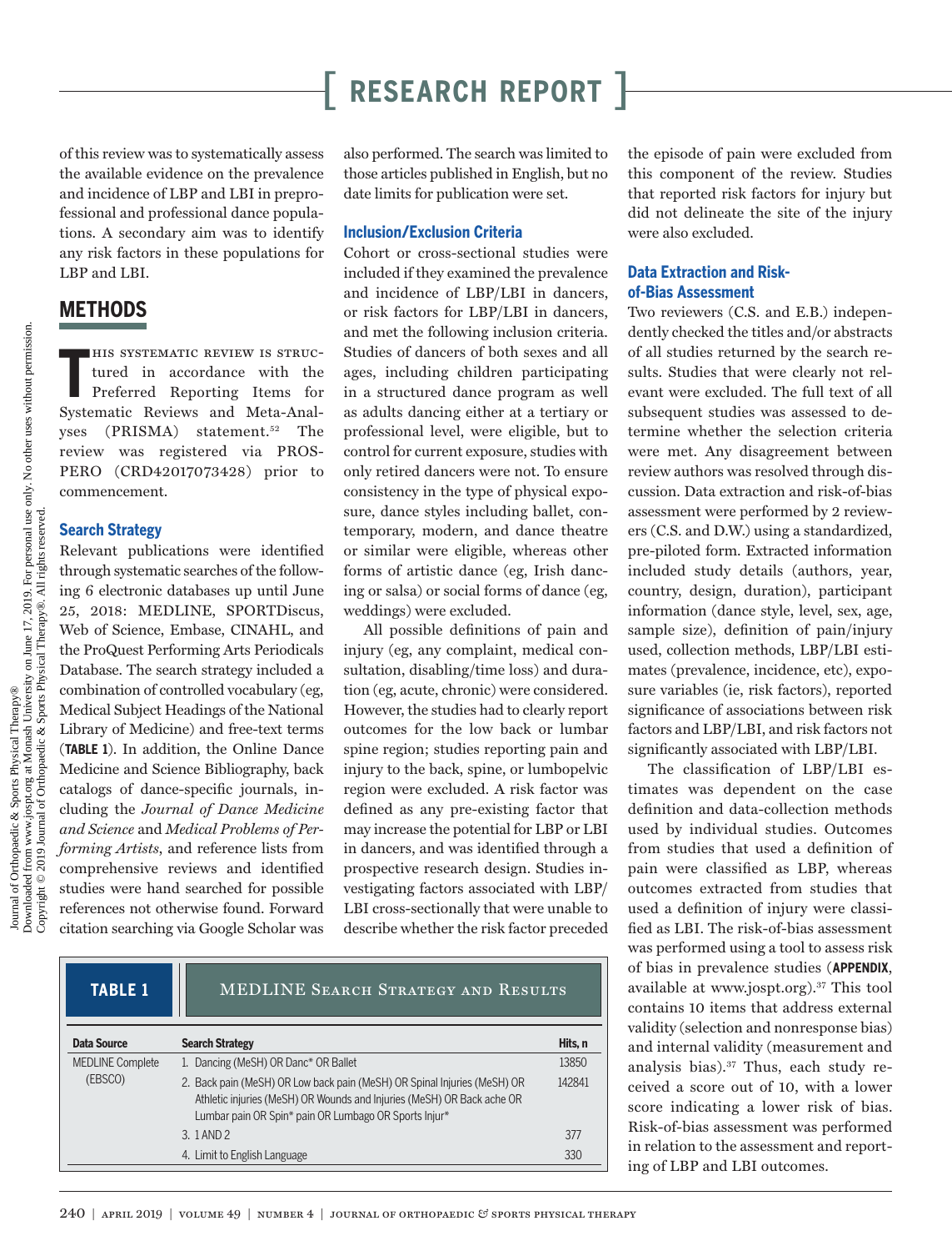of this review was to systematically assess the available evidence on the prevalence and incidence of LBP and LBI in preprofessional and professional dance populations. A secondary aim was to identify any risk factors in these populations for LBP and LBI.

## METHODS

This systematic review is structured in accordance with the Preferred Reporting Items for Systematic Reviews and Meta-Analyses (PRISMA) statement.[52] The review was registered via PROSPERO (CRD42017073428) prior to commencement.

### Search Strategy

Relevant publications were identified through systematic searches of the following 6 electronic databases up until June 25, 2018: MEDLINE, SPORTDiscus, Web of Science, Embase, CINAHL, and the ProQuest Performing Arts Periodicals Database. The search strategy included a combination of controlled vocabulary (eg, Medical Subject Headings of the National Library of Medicine) and free-text terms (**TABLE 1**). In addition, the Online Dance Medicine and Science Bibliography, back catalogs of dance-specific journals, including the *Journal of Dance Medicine and Science* and *Medical Problems of Performing Artists*, and reference lists from comprehensive reviews and identified studies were hand searched for possible references not otherwise found. Forward citation searching via Google Scholar was also performed. The search was limited to those articles published in English, but no date limits for publication were set.

### Inclusion/Exclusion Criteria

Cohort or cross-sectional studies were included if they examined the prevalence and incidence of LBP/LBI in dancers, or risk factors for LBP/LBI in dancers, and met the following inclusion criteria. Studies of dancers of both sexes and all ages, including children participating in a structured dance program as well as adults dancing either at a tertiary or professional level, were eligible, but to control for current exposure, studies with only retired dancers were not. To ensure consistency in the type of physical exposure, dance styles including ballet, contemporary, modern, and dance theatre or similar were eligible, whereas other forms of artistic dance (eg, Irish dancing or salsa) or social forms of dance (eg, weddings) were excluded.

All possible definitions of pain and injury (eg, any complaint, medical consultation, disabling/time loss) and duration (eg, acute, chronic) were considered. However, the studies had to clearly report outcomes for the low back or lumbar spine region; studies reporting pain and injury to the back, spine, or lumbopelvic region were excluded. A risk factor was defined as any pre-existing factor that may increase the potential for LBP or LBI in dancers, and was identified through a prospective research design. Studies investigating factors associated with LBP/LBI cross-sectionally that were unable to describe whether the risk factor preceded the episode of pain were excluded from this component of the review. Studies that reported risk factors for injury but did not delineate the site of the injury were also excluded.

### Data Extraction and Risk-of-Bias Assessment

Two reviewers (C.S. and E.B.) independently checked the titles and/or abstracts of all studies returned by the search results. Studies that were clearly not relevant were excluded. The full text of all subsequent studies was assessed to determine whether the selection criteria were met. Any disagreement between review authors was resolved through discussion. Data extraction and risk-of-bias assessment were performed by 2 reviewers (C.S. and D.W.) using a standardized, pre-piloted form. Extracted information included study details (authors, year, country, design, duration), participant information (dance style, level, sex, age, sample size), definition of pain/injury used, collection methods, LBP/LBI estimates (prevalence, incidence, etc), exposure variables (ie, risk factors), reported significance of associations between risk factors and LBP/LBI, and risk factors not significantly associated with LBP/LBI.

The classification of LBP/LBI estimates was dependent on the case definition and data-collection methods used by individual studies. Outcomes from studies that used a definition of pain were classified as LBP, whereas outcomes extracted from studies that used a definition of injury were classified as LBI. The risk-of-bias assessment was performed using a tool to assess risk of bias in prevalence studies (**APPENDIX**, available at www.jospt.org).[37] This tool contains 10 items that address external validity (selection and nonresponse bias) and internal validity (measurement and analysis bias).[37] Thus, each study received a score out of 10, with a lower score indicating a lower risk of bias. Risk-of-bias assessment was performed in relation to the assessment and reporting of LBP and LBI outcomes.

**TABLE 1** MEDLINE Search Strategy and Results

| Data Source | Search Strategy | Hits, n |
|---|---|---|
| MEDLINE Complete (EBSCO) | 1. Dancing (MeSH) OR Danc* OR Ballet | 13850 |
| | 2. Back pain (MeSH) OR Low back pain (MeSH) OR Spinal Injuries (MeSH) OR Athletic injuries (MeSH) OR Wounds and Injuries (MeSH) OR Back ache OR Lumbar pain OR Spin* pain OR Lumbago OR Sports Injur* | 142841 |
| | 3. 1 AND 2 | 377 |
| | 4. Limit to English Language | 330 |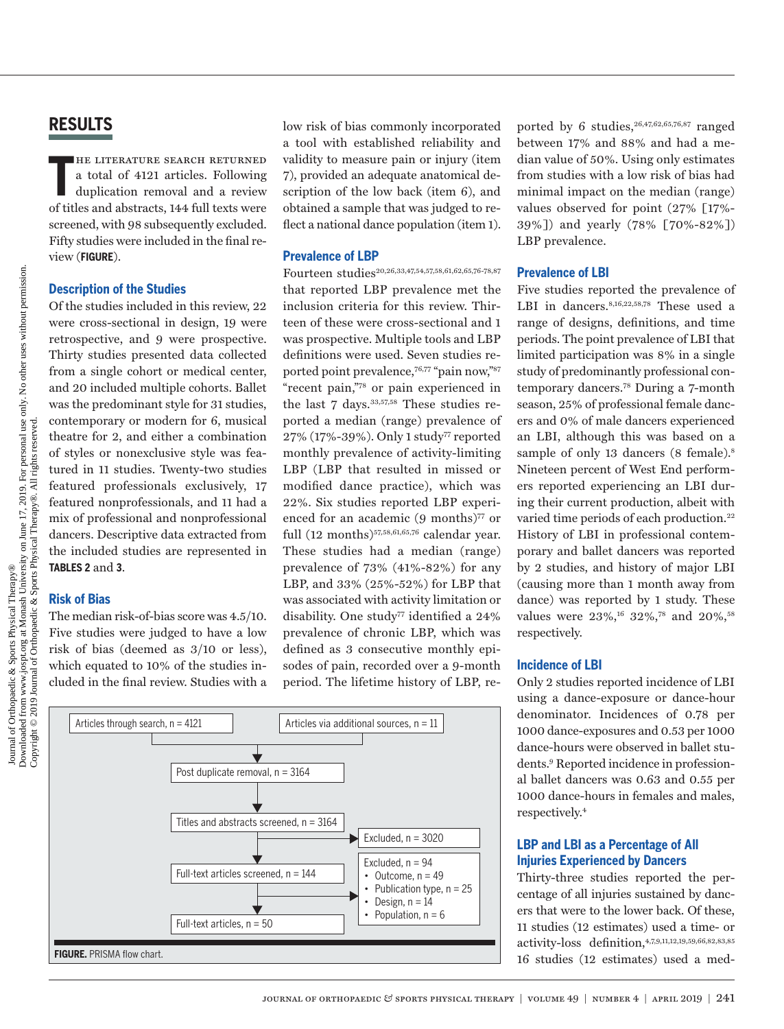## RESULTS

The literature search returned a total of 4121 articles. Following duplication removal and a review of titles and abstracts, 144 full texts were screened, with 98 subsequently excluded. Fifty studies were included in the final review (**FIGURE**).

### Description of the Studies

Of the studies included in this review, 22 were cross-sectional in design, 19 were retrospective, and 9 were prospective. Thirty studies presented data collected from a single cohort or medical center, and 20 included multiple cohorts. Ballet was the predominant style for 31 studies, contemporary or modern for 6, musical theatre for 2, and either a combination of styles or nonexclusive style was featured in 11 studies. Twenty-two studies featured professionals exclusively, 17 featured nonprofessionals, and 11 had a mix of professional and nonprofessional dancers. Descriptive data extracted from the included studies are represented in **TABLES 2** and **3**.

### Risk of Bias

The median risk-of-bias score was 4.5/10. Five studies were judged to have a low risk of bias (deemed as 3/10 or less), which equated to 10% of the studies included in the final review. Studies with a low risk of bias commonly incorporated a tool with established reliability and validity to measure pain or injury (item 7), provided an adequate anatomical description of the low back (item 6), and obtained a sample that was judged to reflect a national dance population (item 1).

### Prevalence of LBP

Fourteen studies[20,26,33,47,54,57,58,61,62,65,76-78,87] that reported LBP prevalence met the inclusion criteria for this review. Thirteen of these were cross-sectional and 1 was prospective. Multiple tools and LBP definitions were used. Seven studies reported point prevalence,[76,77] "pain now,"[87] "recent pain,"[78] or pain experienced in the last 7 days.[33,57,58] These studies reported a median (range) prevalence of 27% (17%-39%). Only 1 study[77] reported monthly prevalence of activity-limiting LBP (LBP that resulted in missed or modified dance practice), which was 22%. Six studies reported LBP experienced for an academic (9 months)[77] or full (12 months)[57,58,61,65,76] calendar year. These studies had a median (range) prevalence of 73% (41%-82%) for any LBP, and 33% (25%-52%) for LBP that was associated with activity limitation or disability. One study[77] identified a 24% prevalence of chronic LBP, which was defined as 3 consecutive monthly episodes of pain, recorded over a 9-month period. The lifetime history of LBP, reported by 6 studies,[26,47,62,65,76,87] ranged between 17% and 88% and had a median value of 50%. Using only estimates from studies with a low risk of bias had minimal impact on the median (range) values observed for point (27% [17%-39%]) and yearly (78% [70%-82%]) LBP prevalence.

### Prevalence of LBI

Five studies reported the prevalence of LBI in dancers.[8,16,22,58,78] These used a range of designs, definitions, and time periods. The point prevalence of LBI that limited participation was 8% in a single study of predominantly professional contemporary dancers.[78] During a 7-month season, 25% of professional female dancers and 0% of male dancers experienced an LBI, although this was based on a sample of only 13 dancers (8 female).[8] Nineteen percent of West End performers reported experiencing an LBI during their current production, albeit with varied time periods of each production.[22] History of LBI in professional contemporary and ballet dancers was reported by 2 studies, and history of major LBI (causing more than 1 month away from dance) was reported by 1 study. These values were 23%,[16] 32%,[78] and 20%,[58] respectively.

### Incidence of LBI

Only 2 studies reported incidence of LBI using a dance-exposure or dance-hour denominator. Incidences of 0.78 per 1000 dance-exposures and 0.53 per 1000 dance-hours were observed in ballet students.[9] Reported incidence in professional ballet dancers was 0.63 and 0.55 per 1000 dance-hours in females and males, respectively.[4]

### LBP and LBI as a Percentage of All Injuries Experienced by Dancers

Thirty-three studies reported the percentage of all injuries sustained by dancers that were to the lower back. Of these, 11 studies (12 estimates) used a time- or activity-loss definition,[4,7,9,11,12,19,59,66,82,83,85] 16 studies (12 estimates) used a med-

Articles through search, n = 4121
Articles via additional sources, n = 11
Post duplicate removal, n = 3164
Titles and abstracts screened, n = 3164
Excluded, n = 3020
Full-text articles screened, n = 144
Excluded, n = 94
- Outcome, n = 49
- Publication type, n = 25
- Design, n = 14
- Population, n = 6

Full-text articles, n = 50

**FIGURE.** PRISMA flow chart.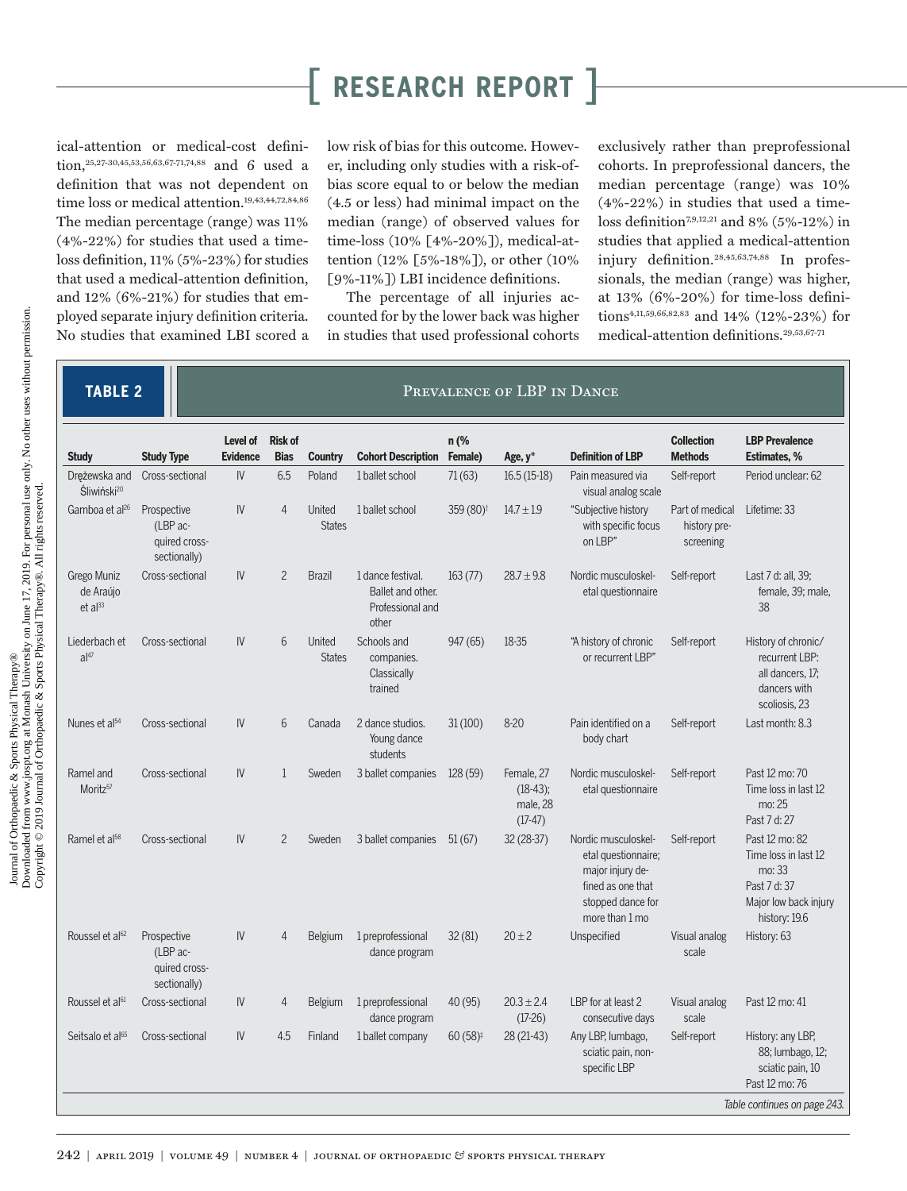ical-attention or medical-cost definition,[25,27-30,45,53,56,63,67-71,74,88] and 6 used a definition that was not dependent on time loss or medical attention.[19,43,44,72,84,86] The median percentage (range) was 11% (4%-22%) for studies that used a time-loss definition, 11% (5%-23%) for studies that used a medical-attention definition, and 12% (6%-21%) for studies that employed separate injury definition criteria. No studies that examined LBI scored a low risk of bias for this outcome. However, including only studies with a risk-of-bias score equal to or below the median (4.5 or less) had minimal impact on the median (range) of observed values for time-loss (10% [4%-20%]), medical-attention (12% [5%-18%]), or other (10% [9%-11%]) LBI incidence definitions.

The percentage of all injuries accounted for by the lower back was higher in studies that used professional cohorts exclusively rather than preprofessional cohorts. In preprofessional dancers, the median percentage (range) was 10% (4%-22%) in studies that used a time-loss definition[7,9,12,21] and 8% (5%-12%) in studies that applied a medical-attention injury definition.[28,45,63,74,88] In professionals, the median (range) was higher, at 13% (6%-20%) for time-loss definitions[4,11,59,66,82,83] and 14% (12%-23%) for medical-attention definitions.[29,53,67-71]

**TABLE 2** Prevalence of LBP in Dance

| Study | Study Type | Level of Evidence | Risk of Bias | Country | Cohort Description | n (% Female) | Age, y* | Definition of LBP | Collection Methods | LBP Prevalence Estimates, % |
|---|---|---|---|---|---|---|---|---|---|---|
| Dreżewska and Śliwiński[20] | Cross-sectional | IV | 6.5 | Poland | 1 ballet school | 71 (63) | 16.5 (15-18) | Pain measured via visual analog scale | Self-report | Period unclear: 62 |
| Gamboa et al[26] | Prospective (LBP acquired cross-sectionally) | IV | 4 | United States | 1 ballet school | 359 (80)† | 14.7 ± 1.9 | "Subjective history with specific focus on LBP" | Part of medical history prescreening | Lifetime: 33 |
| Grego Muniz de Araújo et al[33] | Cross-sectional | IV | 2 | Brazil | 1 dance festival. Ballet and other. Professional and other | 163 (77) | 28.7 ± 9.8 | Nordic musculoskeletal questionnaire | Self-report | Last 7 d: all, 39; female, 39; male, 38 |
| Liederbach et al[47] | Cross-sectional | IV | 6 | United States | Schools and companies. Classically trained | 947 (65) | 18-35 | "A history of chronic or recurrent LBP" | Self-report | History of chronic/recurrent LBP: all dancers, 17; dancers with scoliosis, 23 |
| Nunes et al[54] | Cross-sectional | IV | 6 | Canada | 2 dance studios. Young dance students | 31 (100) | 8-20 | Pain identified on a body chart | Self-report | Last month: 8.3 |
| Ramel and Moritz[57] | Cross-sectional | IV | 1 | Sweden | 3 ballet companies | 128 (59) | Female, 27 (18-43); male, 28 (17-47) | Nordic musculoskeletal questionnaire | Self-report | Past 12 mo: 70<br>Time loss in last 12 mo: 25<br>Past 7 d: 27 |
| Ramel et al[58] | Cross-sectional | IV | 2 | Sweden | 3 ballet companies | 51 (67) | 32 (28-37) | Nordic musculoskeletal questionnaire; major injury defined as one that stopped dance for more than 1 mo | Self-report | Past 12 mo: 82<br>Time loss in last 12 mo: 33<br>Past 7 d: 37<br>Major low back injury history: 19.6 |
| Roussel et al[62] | Prospective (LBP acquired cross-sectionally) | IV | 4 | Belgium | 1 preprofessional dance program | 32 (81) | 20 ± 2 | Unspecified | Visual analog scale | History: 63 |
| Roussel et al[61] | Cross-sectional | IV | 4 | Belgium | 1 preprofessional dance program | 40 (95) | 20.3 ± 2.4 (17-26) | LBP for at least 2 consecutive days | Visual analog scale | Past 12 mo: 41 |
| Seitsalo et al[65] | Cross-sectional | IV | 4.5 | Finland | 1 ballet company | 60 (58)‡ | 28 (21-43) | Any LBP, lumbago, sciatic pain, nonspecific LBP | Self-report | History: any LBP, 88; lumbago, 12; sciatic pain, 10<br>Past 12 mo: 76 |

*Table continues on page 243.*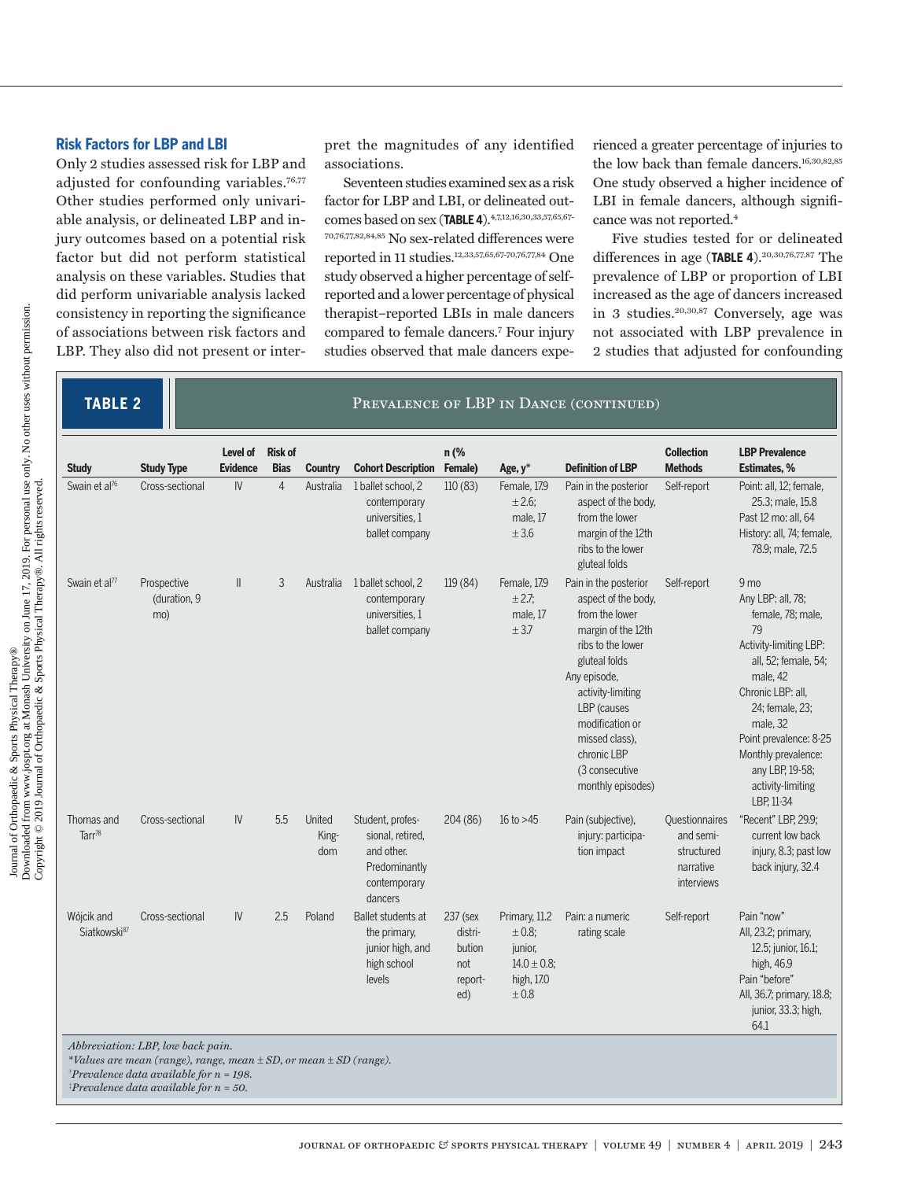### Risk Factors for LBP and LBI

Only 2 studies assessed risk for LBP and adjusted for confounding variables.[76,77] Other studies performed only univariable analysis, or delineated LBP and injury outcomes based on a potential risk factor but did not perform statistical analysis on these variables. Studies that did perform univariable analysis lacked consistency in reporting the significance of associations between risk factors and LBP. They also did not present or interpret the magnitudes of any identified associations.

Seventeen studies examined sex as a risk factor for LBP and LBI, or delineated outcomes based on sex (**TABLE 4**).[4,7,12,16,30,33,57,65,67-70,76,77,82,84,85] No sex-related differences were reported in 11 studies.[12,33,57,65,67-70,76,77,84] One study observed a higher percentage of self-reported and a lower percentage of physical therapist–reported LBIs in male dancers compared to female dancers.[7] Four injury studies observed that male dancers experienced a greater percentage of injuries to the low back than female dancers.[16,30,82,85] One study observed a higher incidence of LBI in female dancers, although significance was not reported.[4]

Five studies tested for or delineated differences in age (**TABLE 4**).[20,30,76,77,87] The prevalence of LBP or proportion of LBI increased as the age of dancers increased in 3 studies.[20,30,87] Conversely, age was not associated with LBP prevalence in 2 studies that adjusted for confounding

**TABLE 2** Prevalence of LBP in Dance (continued)

| Study | Study Type | Level of Evidence | Risk of Bias | Country | Cohort Description | n (% Female) | Age, y* | Definition of LBP | Collection Methods | LBP Prevalence Estimates, % |
|---|---|---|---|---|---|---|---|---|---|---|
| Swain et al[76] | Cross-sectional | IV | 4 | Australia | 1 ballet school, 2 contemporary universities, 1 ballet company | 110 (83) | Female, 17.9 ± 2.6; male, 17 ± 3.6 | Pain in the posterior aspect of the body, from the lower margin of the 12th ribs to the lower gluteal folds | Self-report | Point: all, 12; female, 25.3; male, 15.8<br>Past 12 mo: all, 64<br>History: all, 74; female, 78.9; male, 72.5 |
| Swain et al[77] | Prospective (duration, 9 mo) | II | 3 | Australia | 1 ballet school, 2 contemporary universities, 1 ballet company | 119 (84) | Female, 17.9 ± 2.7; male, 17 ± 3.7 | Pain in the posterior aspect of the body, from the lower margin of the 12th ribs to the lower gluteal folds<br>Any episode, activity-limiting LBP (causes modification or missed class), chronic LBP (3 consecutive monthly episodes) | Self-report | 9 mo<br>Any LBP: all, 78; female, 78; male, 79<br>Activity-limiting LBP: all, 52; female, 54; male, 42<br>Chronic LBP: all, 24; female, 23; male, 32<br>Point prevalence: 8-25<br>Monthly prevalence: any LBP, 19-58; activity-limiting LBP, 11-34 |
| Thomas and Tarr[78] | Cross-sectional | IV | 5.5 | United Kingdom | Student, professional, retired, and other. Predominantly contemporary dancers | 204 (86) | 16 to >45 | Pain (subjective), injury: participation impact | Questionnaires and semi-structured narrative interviews | "Recent" LBP, 29.9; current low back injury, 8.3; past low back injury, 32.4 |
| Wójcik and Siatkowski[87] | Cross-sectional | IV | 2.5 | Poland | Ballet students at the primary, junior high, and high school levels | 237 (sex distribution not reported) | Primary, 11.2 ± 0.8; junior, 14.0 ± 0.8; high, 17.0 ± 0.8 | Pain: a numeric rating scale | Self-report | Pain "now"<br>All, 23.2; primary, 12.5; junior, 16.1; high, 46.9<br>Pain "before"<br>All, 36.7; primary, 18.8; junior, 33.3; high, 64.1 |

*Abbreviation: LBP, low back pain.*
*\*Values are mean (range), range, mean ± SD, or mean ± SD (range).*
*†Prevalence data available for n = 198.*
*‡Prevalence data available for n = 50.*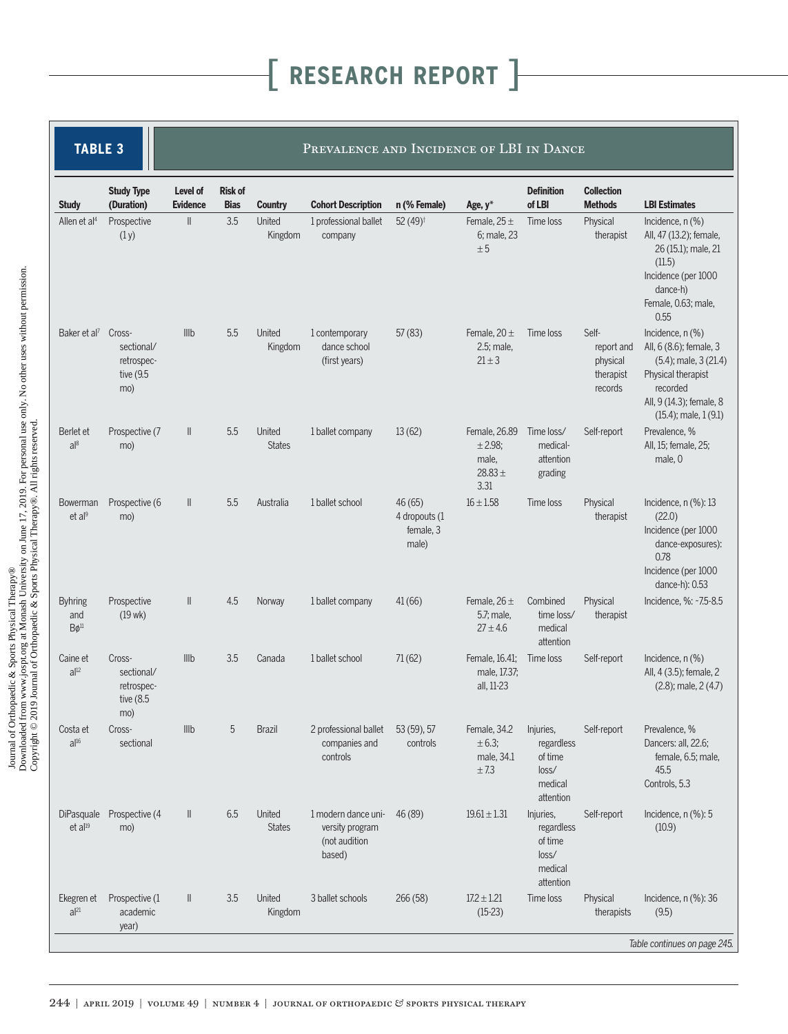**TABLE 3** Prevalence and Incidence of LBI in Dance

| Study | Study Type (Duration) | Level of Evidence | Risk of Bias | Country | Cohort Description | n (% Female) | Age, y* | Definition of LBI | Collection Methods | LBI Estimates |
|---|---|---|---|---|---|---|---|---|---|---|
| Allen et al[4] | Prospective (1 y) | II | 3.5 | United Kingdom | 1 professional ballet company | 52 (49)[†] | Female, 25 ± 6; male, 23 ± 5 | Time loss | Physical therapist | Incidence, n (%) All, 47 (13.2); female, 26 (15.1); male, 21 (11.5) Incidence (per 1000 dance-h) Female, 0.63; male, 0.55 |
| Baker et al[7] | Cross-sectional/retrospective (9.5 mo) | IIIb | 5.5 | United Kingdom | 1 contemporary dance school (first years) | 57 (83) | Female, 20 ± 2.5; male, 21 ± 3 | Time loss | Self-report and physical therapist records | Incidence, n (%) All, 6 (8.6); female, 3 (5.4); male, 3 (21.4) Physical therapist recorded All, 9 (14.3); female, 8 (15.4); male, 1 (9.1) |
| Berlet et al[8] | Prospective (7 mo) | II | 5.5 | United States | 1 ballet company | 13 (62) | Female, 26.89 ± 2.98; male, 28.83 ± 3.31 | Time loss/medical-attention grading | Self-report | Prevalence, % All, 15; female, 25; male, 0 |
| Bowerman et al[9] | Prospective (6 mo) | II | 5.5 | Australia | 1 ballet school | 46 (65) 4 dropouts (1 female, 3 male) | 16 ± 1.58 | Time loss | Physical therapist | Incidence, n (%): 13 (22.0) Incidence (per 1000 dance-exposures): 0.78 Incidence (per 1000 dance-h): 0.53 |
| Byhring and Bø[11] | Prospective (19 wk) | II | 4.5 | Norway | 1 ballet company | 41 (66) | Female, 26 ± 5.7; male, 27 ± 4.6 | Combined time loss/medical attention | Physical therapist | Incidence, %: -7.5-8.5 |
| Caine et al[12] | Cross-sectional/retrospective (8.5 mo) | IIIb | 3.5 | Canada | 1 ballet school | 71 (62) | Female, 16.41; male, 17.37; all, 11-23 | Time loss | Self-report | Incidence, n (%) All, 4 (3.5); female, 2 (2.8); male, 2 (4.7) |
| Costa et al[16] | Cross-sectional | IIIb | 5 | Brazil | 2 professional ballet companies and controls | 53 (59), 57 controls | Female, 34.2 ± 6.3; male, 34.1 ± 7.3 | Injuries, regardless of time loss/medical attention | Self-report | Prevalence, % Dancers: all, 22.6; female, 6.5; male, 45.5 Controls, 5.3 |
| DiPasquale et al[19] | Prospective (4 mo) | II | 6.5 | United States | 1 modern dance university program (not audition based) | 46 (89) | 19.61 ± 1.31 | Injuries, regardless of time loss/medical attention | Self-report | Incidence, n (%): 5 (10.9) |
| Ekegren et al[21] | Prospective (1 academic year) | II | 3.5 | United Kingdom | 3 ballet schools | 266 (58) | 17.2 ± 1.21 (15-23) | Time loss | Physical therapists | Incidence, n (%): 36 (9.5) |

*Table continues on page 245.*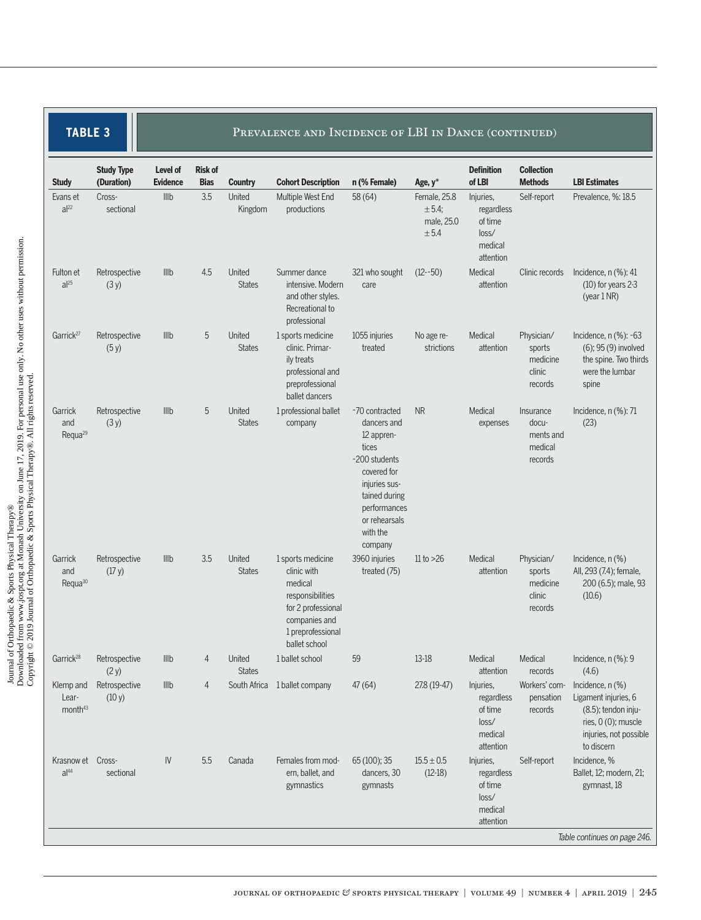**TABLE 3** Prevalence and Incidence of LBI in Dance (continued)

| Study | Study Type (Duration) | Level of Evidence | Risk of Bias | Country | Cohort Description | n (% Female) | Age, y* | Definition of LBI | Collection Methods | LBI Estimates |
|---|---|---|---|---|---|---|---|---|---|---|
| Evans et al[22] | Cross-sectional | IIIb | 3.5 | United Kingdom | Multiple West End productions | 58 (64) | Female, 25.8 ± 5.4; male, 25.0 ± 5.4 | Injuries, regardless of time loss/medical attention | Self-report | Prevalence, %: 18.5 |
| Fulton et al[25] | Retrospective (3 y) | IIIb | 4.5 | United States | Summer dance intensive. Modern and other styles. Recreational to professional | 321 who sought care | (12--50) | Medical attention | Clinic records | Incidence, n (%): 41 (10) for years 2-3 (year 1 NR) |
| Garrick[27] | Retrospective (5 y) | IIIb | 5 | United States | 1 sports medicine clinic. Primarily treats professional and preprofessional ballet dancers | 1055 injuries treated | No age restrictions | Medical attention | Physician/sports medicine clinic records | Incidence, n (%): ~63 (6); 95 (9) involved the spine. Two thirds were the lumbar spine |
| Garrick and Requa[29] | Retrospective (3 y) | IIIb | 5 | United States | 1 professional ballet company | ~70 contracted dancers and 12 apprentices ~200 students covered for injuries sustained during performances or rehearsals with the company | NR | Medical expenses | Insurance documents and medical records | Incidence, n (%): 71 (23) |
| Garrick and Requa[30] | Retrospective (17 y) | IIIb | 3.5 | United States | 1 sports medicine clinic with medical responsibilities for 2 professional companies and 1 preprofessional ballet school | 3960 injuries treated (75) | 11 to >26 | Medical attention | Physician/sports medicine clinic records | Incidence, n (%) All, 293 (7.4); female, 200 (6.5); male, 93 (10.6) |
| Garrick[28] | Retrospective (2 y) | IIIb | 4 | United States | 1 ballet school | 59 | 13-18 | Medical attention | Medical records | Incidence, n (%): 9 (4.6) |
| Klemp and Learmonth[43] | Retrospective (10 y) | IIIb | 4 | South Africa | 1 ballet company | 47 (64) | 27.8 (19-47) | Injuries, regardless of time loss/medical attention | Workers' compensation records | Incidence, n (%) Ligament injuries, 6 (8.5); tendon injuries, 0 (0); muscle injuries, not possible to discern |
| Krasnow et al[44] | Cross-sectional | IV | 5.5 | Canada | Females from modern, ballet, and gymnastics | 65 (100); 35 dancers, 30 gymnasts | 15.5 ± 0.5 (12-18) | Injuries, regardless of time loss/medical attention | Self-report | Incidence, % Ballet, 12; modern, 21; gymnast, 18 |

*Table continues on page 246.*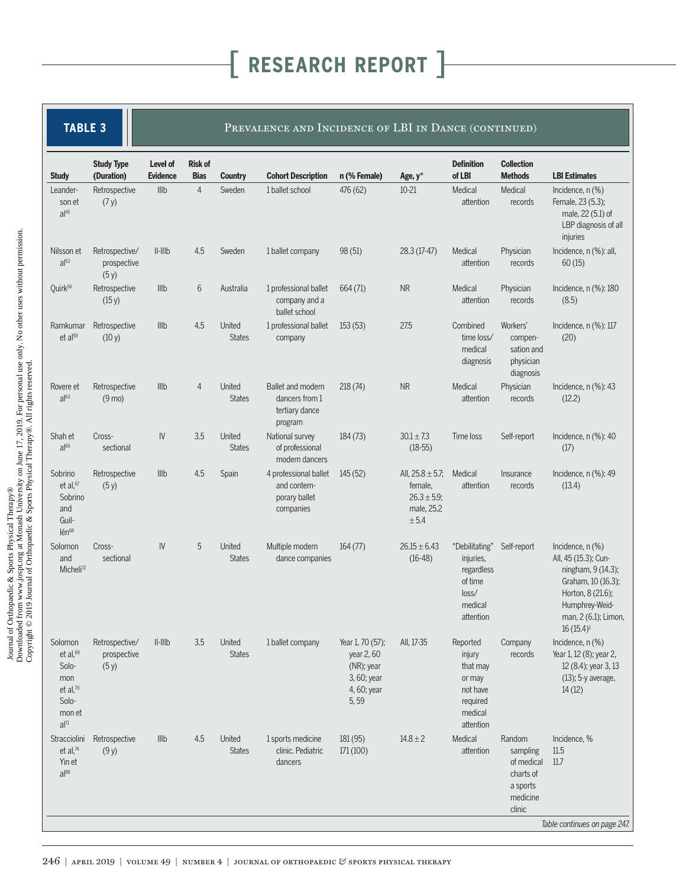**TABLE 3** Prevalence and Incidence of LBI in Dance (continued)

| Study | Study Type (Duration) | Level of Evidence | Risk of Bias | Country | Cohort Description | n (% Female) | Age, y* | Definition of LBI | Collection Methods | LBI Estimates |
|---|---|---|---|---|---|---|---|---|---|---|
| Leanderson et al[45] | Retrospective (7 y) | IIIb | 4 | Sweden | 1 ballet school | 476 (62) | 10-21 | Medical attention | Medical records | Incidence, n (%) Female, 23 (5.3); male, 22 (5.1) of LBP diagnosis of all injuries |
| Nilsson et al[53] | Retrospective/prospective (5 y) | II-IIIb | 4.5 | Sweden | 1 ballet company | 98 (51) | 28.3 (17-47) | Medical attention | Physician records | Incidence, n (%): all, 60 (15) |
| Quirk[56] | Retrospective (15 y) | IIIb | 6 | Australia | 1 professional ballet company and a ballet school | 664 (71) | NR | Medical attention | Physician records | Incidence, n (%): 180 (8.5) |
| Ramkumar et al[59] | Retrospective (10 y) | IIIb | 4.5 | United States | 1 professional ballet company | 153 (53) | 27.5 | Combined time loss/medical diagnosis | Workers' compensation and physician diagnosis | Incidence, n (%): 117 (20) |
| Rovere et al[63] | Retrospective (9 mo) | IIIb | 4 | United States | Ballet and modern dancers from 1 tertiary dance program | 218 (74) | NR | Medical attention | Physician records | Incidence, n (%): 43 (12.2) |
| Shah et al[66] | Cross-sectional | IV | 3.5 | United States | National survey of professional modern dancers | 184 (73) | 30.1 ± 7.3 (18-55) | Time loss | Self-report | Incidence, n (%): 40 (17) |
| Sobrino et al,[67] Sobrino and Guillén[68] | Retrospective (5 y) | IIIb | 4.5 | Spain | 4 professional ballet and contemporary ballet companies | 145 (52) | All, 25.8 ± 5.7; female, 26.3 ± 5.9; male, 25.2 ± 5.4 | Medical attention | Insurance records | Incidence, n (%): 49 (13.4) |
| Solomon and Micheli[72] | Cross-sectional | IV | 5 | United States | Multiple modern dance companies | 164 (77) | 26.15 ± 6.43 (16-48) | "Debilitating" injuries, regardless of time loss/medical attention | Self-report | Incidence, n (%) All, 45 (15.3); Cunningham, 9 (14.3); Graham, 10 (16.3); Horton, 8 (21.6); Humphrey-Weidman, 2 (6.1); Limon, 16 (15.4)‡ |
| Solomon et al,[69] Solomon et al,[70] Solomon et al[71] | Retrospective/prospective (5 y) | II-IIIb | 3.5 | United States | 1 ballet company | Year 1, 70 (57); year 2, 60 (NR); year 3, 60; year 4, 60; year 5, 59 | All, 17-35 | Reported injury that may or may not have required medical attention | Company records | Incidence, n (%) Year 1, 12 (8); year 2, 12 (8.4); year 3, 13 (13); 5-y average, 14 (12) |
| Stracciolini et al,[74] Yin et al[88] | Retrospective (9 y) | IIIb | 4.5 | United States | 1 sports medicine clinic. Pediatric dancers | 181 (95) 171 (100) | 14.8 ± 2 | Medical attention | Random sampling of medical charts of a sports medicine clinic | Incidence, % 11.5 11.7 |

*Table continues on page 247.*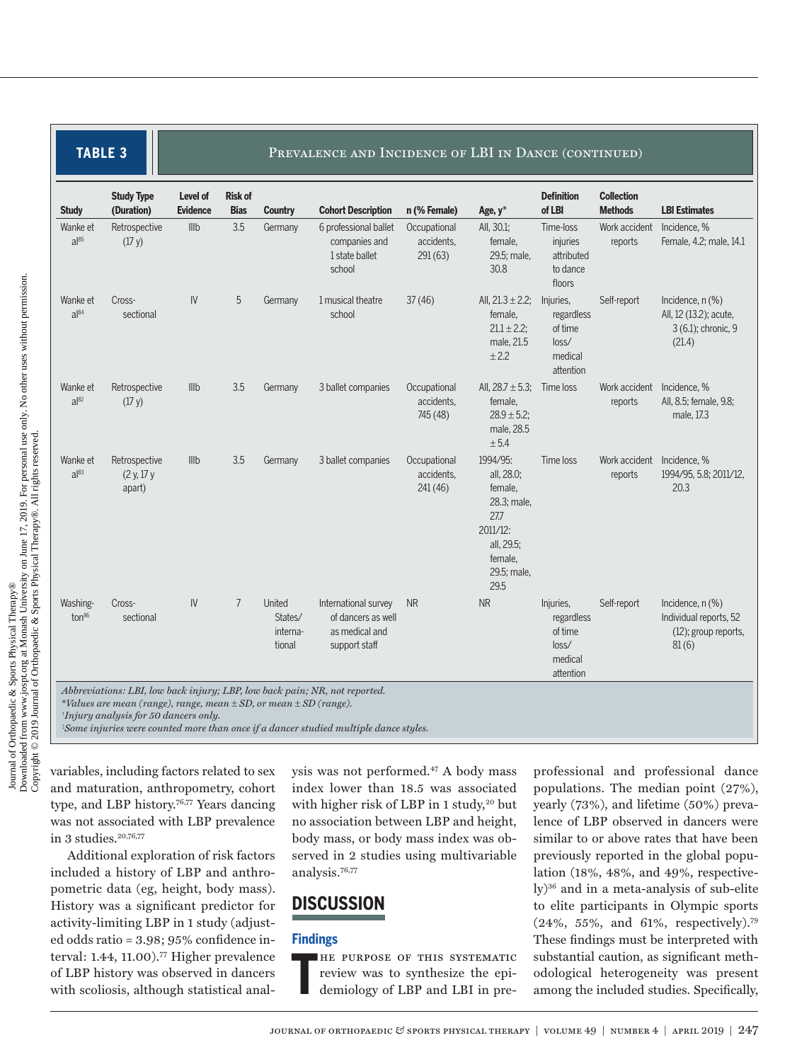**TABLE 3** PREVALENCE AND INCIDENCE OF LBI IN DANCE (CONTINUED)

| Study | Study Type (Duration) | Level of Evidence | Risk of Bias | Country | Cohort Description | n (% Female) | Age, y* | Definition of LBI | Collection Methods | LBI Estimates |
|---|---|---|---|---|---|---|---|---|---|---|
| Wanke et al[85] | Retrospective (17 y) | IIIb | 3.5 | Germany | 6 professional ballet companies and 1 state ballet school | Occupational accidents, 291 (63) | All, 30.1; female, 29.5; male, 30.8 | Time-loss injuries attributed to dance floors | Work accident reports | Incidence, % Female, 4.2; male, 14.1 |
| Wanke et al[84] | Cross-sectional | IV | 5 | Germany | 1 musical theatre school | 37 (46) | All, 21.3 ± 2.2; female, 21.1 ± 2.2; male, 21.5 ± 2.2 | Injuries, regardless of time loss/ medical attention | Self-report | Incidence, n (%) All, 12 (13.2); acute, 3 (6.1); chronic, 9 (21.4) |
| Wanke et al[82] | Retrospective (17 y) | IIIb | 3.5 | Germany | 3 ballet companies | Occupational accidents, 745 (48) | All, 28.7 ± 5.3; female, 28.9 ± 5.2; male, 28.5 ± 5.4 | Time loss | Work accident reports | Incidence, % All, 8.5; female, 9.8; male, 17.3 |
| Wanke et al[83] | Retrospective (2 y, 17 y apart) | IIIb | 3.5 | Germany | 3 ballet companies | Occupational accidents, 241 (46) | 1994/95: all, 28.0; female, 28.3; male, 27.7 2011/12: all, 29.5; female, 29.5; male, 29.5 | Time loss | Work accident reports | Incidence, % 1994/95, 5.8; 2011/12, 20.3 |
| Washington[86] | Cross-sectional | IV | 7 | United States/ international | International survey of dancers as well as medical and support staff | NR | NR | Injuries, regardless of time loss/ medical attention | Self-report | Incidence, n (%) Individual reports, 52 (12); group reports, 81 (6) |

*Abbreviations: LBI, low back injury; LBP, low back pain; NR, not reported.*
*\*Values are mean (range), range, mean ± SD, or mean ± SD (range).*
*†Injury analysis for 50 dancers only.*
*‡Some injuries were counted more than once if a dancer studied multiple dance styles.*

variables, including factors related to sex and maturation, anthropometry, cohort type, and LBP history.[76,77] Years dancing was not associated with LBP prevalence in 3 studies.[20,76,77]

Additional exploration of risk factors included a history of LBP and anthropometric data (eg, height, body mass). History was a significant predictor for activity-limiting LBP in 1 study (adjusted odds ratio = 3.98; 95% confidence interval: 1.44, 11.00).[77] Higher prevalence of LBP history was observed in dancers with scoliosis, although statistical analysis was not performed.[47] A body mass index lower than 18.5 was associated with higher risk of LBP in 1 study,[20] but no association between LBP and height, body mass, or body mass index was observed in 2 studies using multivariable analysis.[76,77]

## DISCUSSION

### Findings

The purpose of this systematic review was to synthesize the epidemiology of LBP and LBI in preprofessional and professional dance populations. The median point (27%), yearly (73%), and lifetime (50%) prevalence of LBP observed in dancers were similar to or above rates that have been previously reported in the global population (18%, 48%, and 49%, respectively)[36] and in a meta-analysis of sub-elite to elite participants in Olympic sports (24%, 55%, and 61%, respectively).[79] These findings must be interpreted with substantial caution, as significant methodological heterogeneity was present among the included studies. Specifically,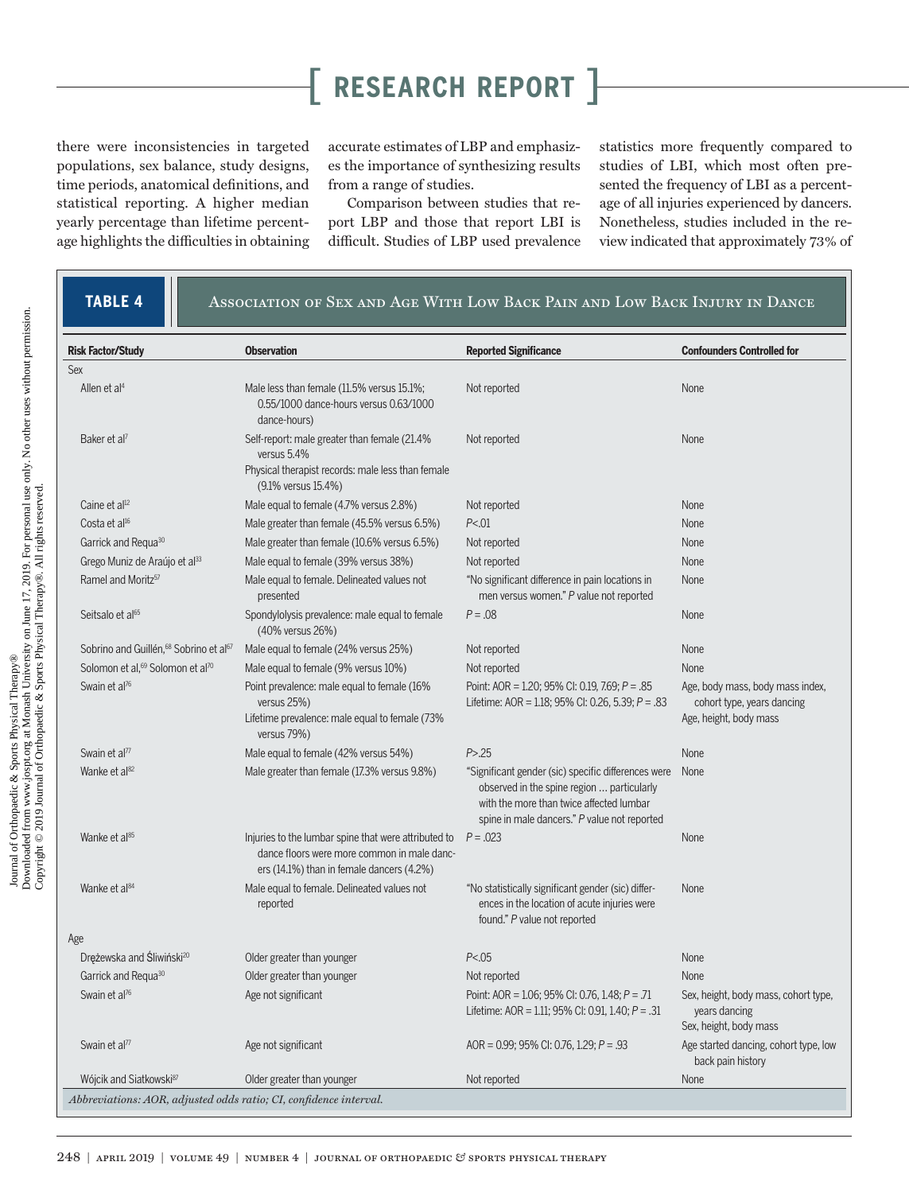there were inconsistencies in targeted populations, sex balance, study designs, time periods, anatomical definitions, and statistical reporting. A higher median yearly percentage than lifetime percentage highlights the difficulties in obtaining accurate estimates of LBP and emphasizes the importance of synthesizing results from a range of studies.

Comparison between studies that report LBP and those that report LBI is difficult. Studies of LBP used prevalence statistics more frequently compared to studies of LBI, which most often presented the frequency of LBI as a percentage of all injuries experienced by dancers. Nonetheless, studies included in the review indicated that approximately 73% of

**TABLE 4** Association of Sex and Age With Low Back Pain and Low Back Injury in Dance

| Risk Factor/Study | Observation | Reported Significance | Confounders Controlled for |
|---|---|---|---|
| Sex | | | |
| Allen et al[4] | Male less than female (11.5% versus 15.1%; 0.55/1000 dance-hours versus 0.63/1000 dance-hours) | Not reported | None |
| Baker et al[7] | Self-report: male greater than female (21.4% versus 5.4%<br>Physical therapist records: male less than female (9.1% versus 15.4%) | Not reported | None |
| Caine et al[12] | Male equal to female (4.7% versus 2.8%) | Not reported | None |
| Costa et al[16] | Male greater than female (45.5% versus 6.5%) | $P<.01$ | None |
| Garrick and Requa[30] | Male greater than female (10.6% versus 6.5%) | Not reported | None |
| Grego Muniz de Araújo et al[33] | Male equal to female (39% versus 38%) | Not reported | None |
| Ramel and Moritz[57] | Male equal to female. Delineated values not presented | "No significant difference in pain locations in men versus women." P value not reported | None |
| Seitsalo et al[65] | Spondylolysis prevalence: male equal to female (40% versus 26%) | $P = .08$ | None |
| Sobrino and Guillén,[68] Sobrino et al[67] | Male equal to female (24% versus 25%) | Not reported | None |
| Solomon et al,[69] Solomon et al[70] | Male equal to female (9% versus 10%) | Not reported | None |
| Swain et al[76] | Point prevalence: male equal to female (16% versus 25%)<br>Lifetime prevalence: male equal to female (73% versus 79%) | Point: AOR = 1.20; 95% CI: 0.19, 7.69; $P = .85$<br>Lifetime: AOR = 1.18; 95% CI: 0.26, 5.39; $P = .83$ | Age, body mass, body mass index, cohort type, years dancing<br>Age, height, body mass |
| Swain et al[77] | Male equal to female (42% versus 54%) | $P>.25$ | None |
| Wanke et al[82] | Male greater than female (17.3% versus 9.8%) | "Significant gender (sic) specific differences were observed in the spine region … particularly with the more than twice affected lumbar spine in male dancers." P value not reported | None |
| Wanke et al[85] | Injuries to the lumbar spine that were attributed to dance floors were more common in male dancers (14.1%) than in female dancers (4.2%) | $P = .023$ | None |
| Wanke et al[84] | Male equal to female. Delineated values not reported | "No statistically significant gender (sic) differences in the location of acute injuries were found." P value not reported | None |
| Age | | | |
| Drężewska and Śliwiński[20] | Older greater than younger | $P<.05$ | None |
| Garrick and Requa[30] | Older greater than younger | Not reported | None |
| Swain et al[76] | Age not significant | Point: AOR = 1.06; 95% CI: 0.76, 1.48; $P = .71$<br>Lifetime: AOR = 1.11; 95% CI: 0.91, 1.40; $P = .31$ | Sex, height, body mass, cohort type, years dancing<br>Sex, height, body mass |
| Swain et al[77] | Age not significant | AOR = 0.99; 95% CI: 0.76, 1.29; $P = .93$ | Age started dancing, cohort type, low back pain history |
| Wójcik and Siatkowski[87] | Older greater than younger | Not reported | None |

*Abbreviations: AOR, adjusted odds ratio; CI, confidence interval.*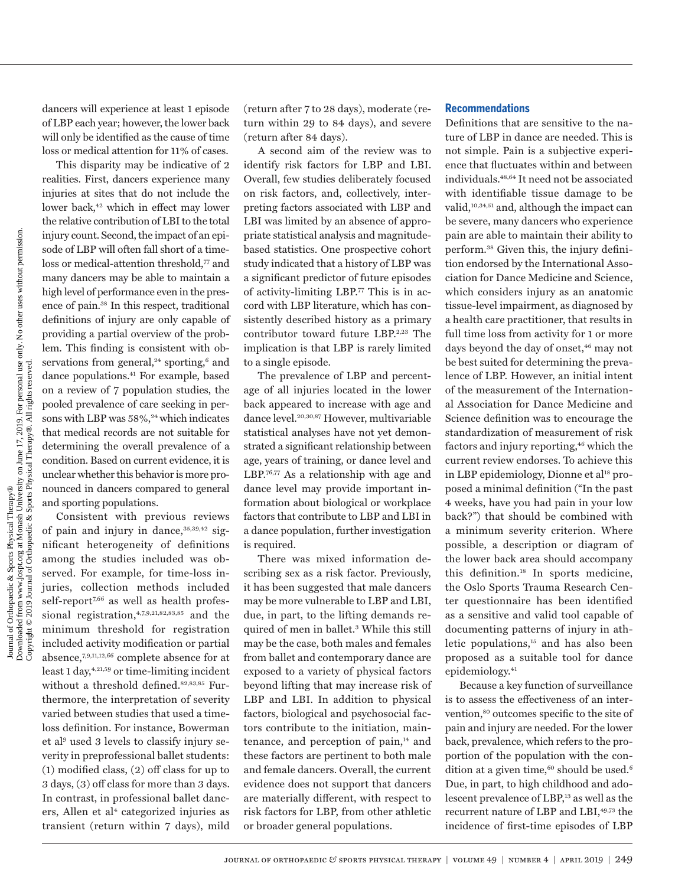dancers will experience at least 1 episode of LBP each year; however, the lower back will only be identified as the cause of time loss or medical attention for 11% of cases.

This disparity may be indicative of 2 realities. First, dancers experience many injuries at sites that do not include the lower back,[42] which in effect may lower the relative contribution of LBI to the total injury count. Second, the impact of an episode of LBP will often fall short of a time-loss or medical-attention threshold,[77] and many dancers may be able to maintain a high level of performance even in the presence of pain.[38] In this respect, traditional definitions of injury are only capable of providing a partial overview of the problem. This finding is consistent with observations from general,[24] sporting,[6] and dance populations.[41] For example, based on a review of 7 population studies, the pooled prevalence of care seeking in persons with LBP was 58%,[24] which indicates that medical records are not suitable for determining the overall prevalence of a condition. Based on current evidence, it is unclear whether this behavior is more pronounced in dancers compared to general and sporting populations.

Consistent with previous reviews of pain and injury in dance,[35,39,42] significant heterogeneity of definitions among the studies included was observed. For example, for time-loss injuries, collection methods included self-report[7,66] as well as health professional registration,[4,7,9,21,82,83,85] and the minimum threshold for registration included activity modification or partial absence,[7,9,11,12,66] complete absence for at least 1 day,[4,21,59] or time-limiting incident without a threshold defined.[82,83,85] Furthermore, the interpretation of severity varied between studies that used a time-loss definition. For instance, Bowerman et al[9] used 3 levels to classify injury severity in preprofessional ballet students: (1) modified class, (2) off class for up to 3 days, (3) off class for more than 3 days. In contrast, in professional ballet dancers, Allen et al[4] categorized injuries as transient (return within 7 days), mild (return after 7 to 28 days), moderate (return within 29 to 84 days), and severe (return after 84 days).

A second aim of the review was to identify risk factors for LBP and LBI. Overall, few studies deliberately focused on risk factors, and, collectively, interpreting factors associated with LBP and LBI was limited by an absence of appropriate statistical analysis and magnitude-based statistics. One prospective cohort study indicated that a history of LBP was a significant predictor of future episodes of activity-limiting LBP.[77] This is in accord with LBP literature, which has consistently described history as a primary contributor toward future LBP.[2,23] The implication is that LBP is rarely limited to a single episode.

The prevalence of LBP and percentage of all injuries located in the lower back appeared to increase with age and dance level.[20,30,87] However, multivariable statistical analyses have not yet demonstrated a significant relationship between age, years of training, or dance level and LBP.[76,77] As a relationship with age and dance level may provide important information about biological or workplace factors that contribute to LBP and LBI in a dance population, further investigation is required.

There was mixed information describing sex as a risk factor. Previously, it has been suggested that male dancers may be more vulnerable to LBP and LBI, due, in part, to the lifting demands required of men in ballet.[3] While this still may be the case, both males and females from ballet and contemporary dance are exposed to a variety of physical factors beyond lifting that may increase risk of LBP and LBI. In addition to physical factors, biological and psychosocial factors contribute to the initiation, maintenance, and perception of pain,[14] and these factors are pertinent to both male and female dancers. Overall, the current evidence does not support that dancers are materially different, with respect to risk factors for LBP, from other athletic or broader general populations.

### Recommendations

Definitions that are sensitive to the nature of LBP in dance are needed. This is not simple. Pain is a subjective experience that fluctuates within and between individuals.[48,64] It need not be associated with identifiable tissue damage to be valid,[10,34,51] and, although the impact can be severe, many dancers who experience pain are able to maintain their ability to perform.[38] Given this, the injury definition endorsed by the International Association for Dance Medicine and Science, which considers injury as an anatomic tissue-level impairment, as diagnosed by a health care practitioner, that results in full time loss from activity for 1 or more days beyond the day of onset,[46] may not be best suited for determining the prevalence of LBP. However, an initial intent of the measurement of the International Association for Dance Medicine and Science definition was to encourage the standardization of measurement of risk factors and injury reporting,[46] which the current review endorses. To achieve this in LBP epidemiology, Dionne et al[18] proposed a minimal definition ("In the past 4 weeks, have you had pain in your low back?") that should be combined with a minimum severity criterion. Where possible, a description or diagram of the lower back area should accompany this definition.[18] In sports medicine, the Oslo Sports Trauma Research Center questionnaire has been identified as a sensitive and valid tool capable of documenting patterns of injury in athletic populations,[15] and has also been proposed as a suitable tool for dance epidemiology.[41]

Because a key function of surveillance is to assess the effectiveness of an intervention,[80] outcomes specific to the site of pain and injury are needed. For the lower back, prevalence, which refers to the proportion of the population with the condition at a given time,[60] should be used.[6] Due, in part, to high childhood and adolescent prevalence of LBP,[13] as well as the recurrent nature of LBP and LBI,[49,73] the incidence of first-time episodes of LBP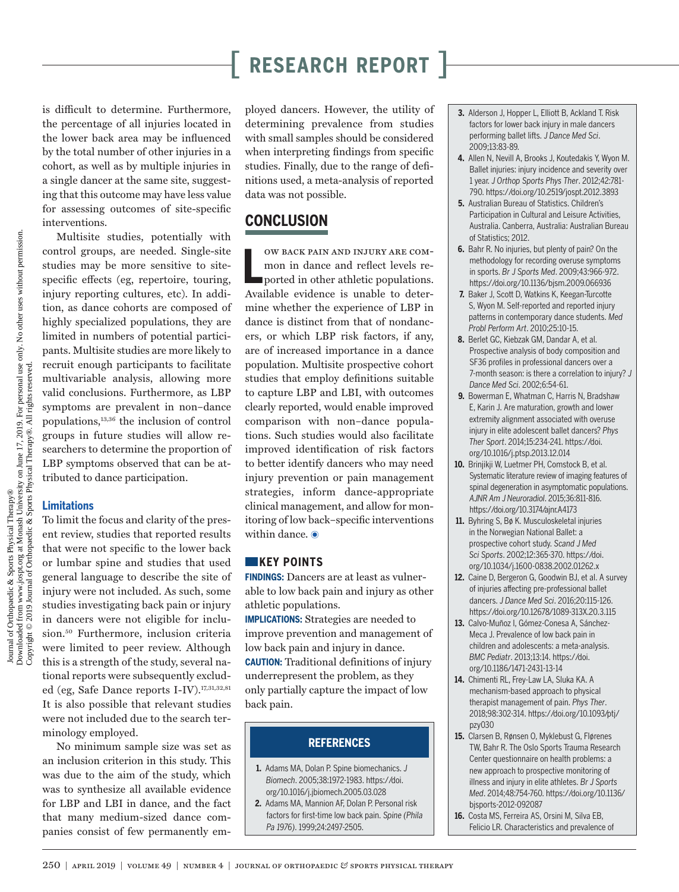is difficult to determine. Furthermore, the percentage of all injuries located in the lower back area may be influenced by the total number of other injuries in a cohort, as well as by multiple injuries in a single dancer at the same site, suggesting that this outcome may have less value for assessing outcomes of site-specific interventions.

Multisite studies, potentially with control groups, are needed. Single-site studies may be more sensitive to site-specific effects (eg, repertoire, touring, injury reporting cultures, etc). In addition, as dance cohorts are composed of highly specialized populations, they are limited in numbers of potential participants. Multisite studies are more likely to recruit enough participants to facilitate multivariable analysis, allowing more valid conclusions. Furthermore, as LBP symptoms are prevalent in non–dance populations,[13,36] the inclusion of control groups in future studies will allow researchers to determine the proportion of LBP symptoms observed that can be attributed to dance participation.

### Limitations

To limit the focus and clarity of the present review, studies that reported results that were not specific to the lower back or lumbar spine and studies that used general language to describe the site of injury were not included. As such, some studies investigating back pain or injury in dancers were not eligible for inclusion.[50] Furthermore, inclusion criteria were limited to peer review. Although this is a strength of the study, several national reports were subsequently excluded (eg, Safe Dance reports I-IV).[17,31,32,81] It is also possible that relevant studies were not included due to the search terminology employed.

No minimum sample size was set as an inclusion criterion in this study. This was due to the aim of the study, which was to synthesize all available evidence for LBP and LBI in dance, and the fact that many medium-sized dance companies consist of few permanently employed dancers. However, the utility of determining prevalence from studies with small samples should be considered when interpreting findings from specific studies. Finally, due to the range of definitions used, a meta-analysis of reported data was not possible.

## CONCLUSION

Low back pain and injury are common in dance and reflect levels reported in other athletic populations. Available evidence is unable to determine whether the experience of LBP in dance is distinct from that of nondancers, or which LBP risk factors, if any, are of increased importance in a dance population. Multisite prospective cohort studies that employ definitions suitable to capture LBP and LBI, with outcomes clearly reported, would enable improved comparison with non–dance populations. Such studies would also facilitate improved identification of risk factors to better identify dancers who may need injury prevention or pain management strategies, inform dance-appropriate clinical management, and allow for monitoring of low back–specific interventions within dance. ◉

### KEY POINTS

**FINDINGS:** Dancers are at least as vulnerable to low back pain and injury as other athletic populations.

**IMPLICATIONS:** Strategies are needed to improve prevention and management of low back pain and injury in dance.

**CAUTION:** Traditional definitions of injury underrepresent the problem, as they only partially capture the impact of low back pain.

## REFERENCES

1. Adams MA, Dolan P. Spine biomechanics. *J Biomech*. 2005;38:1972-1983. https://doi.org/10.1016/j.jbiomech.2005.03.028
2. Adams MA, Mannion AF, Dolan P. Personal risk factors for first-time low back pain. *Spine (Phila Pa 1976)*. 1999;24:2497-2505.
3. Alderson J, Hopper L, Elliott B, Ackland T. Risk factors for lower back injury in male dancers performing ballet lifts. *J Dance Med Sci*. 2009;13:83-89.
4. Allen N, Nevill A, Brooks J, Koutedakis Y, Wyon M. Ballet injuries: injury incidence and severity over 1 year. *J Orthop Sports Phys Ther*. 2012;42:781-790. https://doi.org/10.2519/jospt.2012.3893
5. Australian Bureau of Statistics. Children's Participation in Cultural and Leisure Activities, Australia. Canberra, Australia: Australian Bureau of Statistics; 2012.
6. Bahr R. No injuries, but plenty of pain? On the methodology for recording overuse symptoms in sports. *Br J Sports Med*. 2009;43:966-972. https://doi.org/10.1136/bjsm.2009.066936
7. Baker J, Scott D, Watkins K, Keegan-Turcotte S, Wyon M. Self-reported and reported injury patterns in contemporary dance students. *Med Probl Perform Art*. 2010;25:10-15.
8. Berlet GC, Kiebzak GM, Dandar A, et al. Prospective analysis of body composition and SF36 profiles in professional dancers over a 7-month season: is there a correlation to injury? *J Dance Med Sci*. 2002;6:54-61.
9. Bowerman E, Whatman C, Harris N, Bradshaw E, Karin J. Are maturation, growth and lower extremity alignment associated with overuse injury in elite adolescent ballet dancers? *Phys Ther Sport*. 2014;15:234-241. https://doi.org/10.1016/j.ptsp.2013.12.014
10. Brinjikji W, Luetmer PH, Comstock B, et al. Systematic literature review of imaging features of spinal degeneration in asymptomatic populations. *AJNR Am J Neuroradiol*. 2015;36:811-816. https://doi.org/10.3174/ajnr.A4173
11. Byhring S, Bø K. Musculoskeletal injuries in the Norwegian National Ballet: a prospective cohort study. *Scand J Med Sci Sports*. 2002;12:365-370. https://doi.org/10.1034/j.1600-0838.2002.01262.x
12. Caine D, Bergeron G, Goodwin BJ, et al. A survey of injuries affecting pre-professional ballet dancers. *J Dance Med Sci*. 2016;20:115-126. https://doi.org/10.12678/1089-313X.20.3.115
13. Calvo-Muñoz I, Gómez-Conesa A, Sánchez-Meca J. Prevalence of low back pain in children and adolescents: a meta-analysis. *BMC Pediatr*. 2013;13:14. https://doi.org/10.1186/1471-2431-13-14
14. Chimenti RL, Frey-Law LA, Sluka KA. A mechanism-based approach to physical therapist management of pain. *Phys Ther*. 2018;98:302-314. https://doi.org/10.1093/ptj/pzy030
15. Clarsen B, Rønsen O, Myklebust G, Flørenes TW, Bahr R. The Oslo Sports Trauma Research Center questionnaire on health problems: a new approach to prospective monitoring of illness and injury in elite athletes. *Br J Sports Med*. 2014;48:754-760. https://doi.org/10.1136/bjsports-2012-092087
16. Costa MS, Ferreira AS, Orsini M, Silva EB, Felicio LR. Characteristics and prevalence of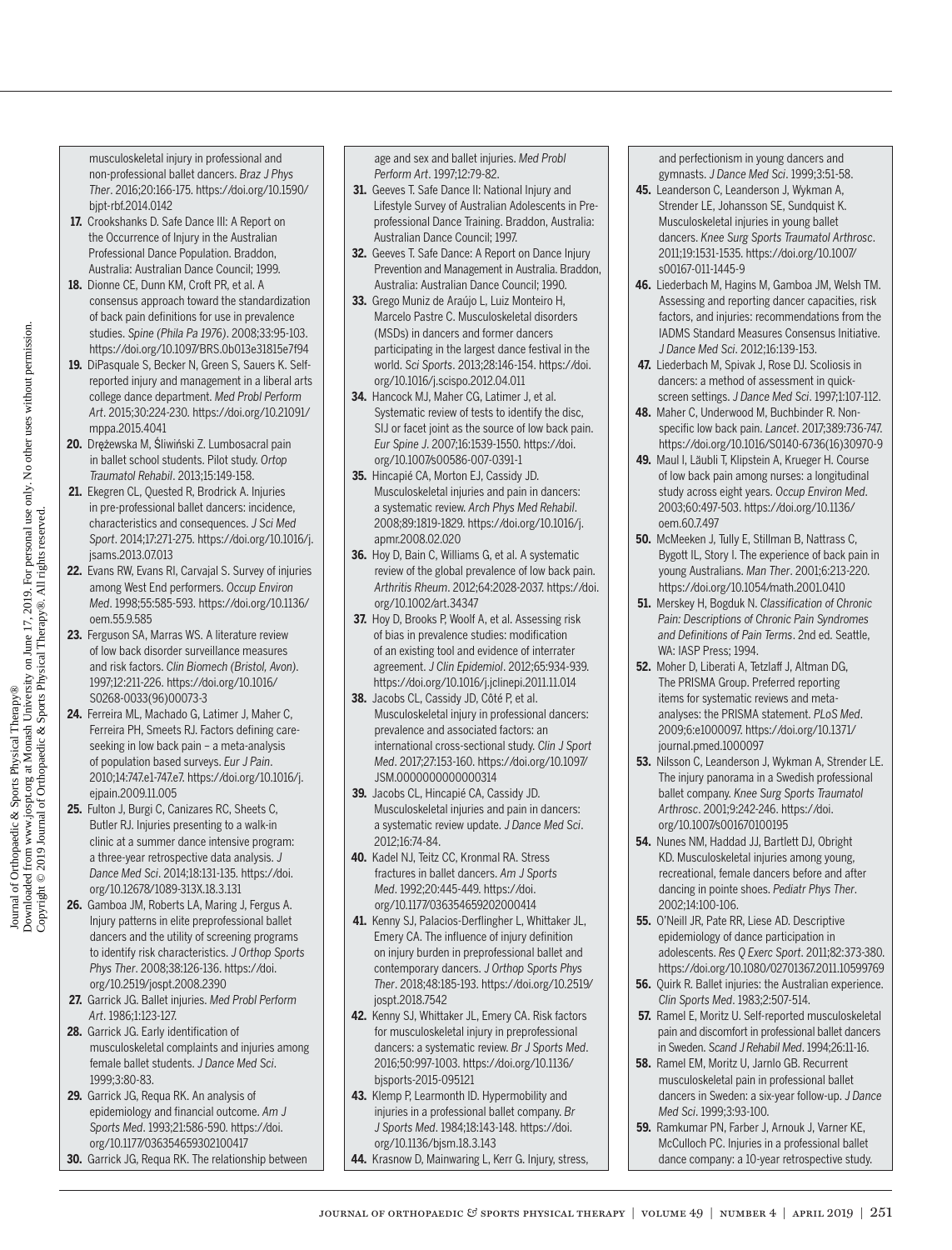musculoskeletal injury in professional and non-professional ballet dancers. *Braz J Phys Ther*. 2016;20:166-175. https://doi.org/10.1590/bjpt-rbf.2014.0142

17. Crookshanks D. Safe Dance III: A Report on the Occurrence of Injury in the Australian Professional Dance Population. Braddon, Australia: Australian Dance Council; 1999.
18. Dionne CE, Dunn KM, Croft PR, et al. A consensus approach toward the standardization of back pain definitions for use in prevalence studies. *Spine (Phila Pa 1976)*. 2008;33:95-103. https://doi.org/10.1097/BRS.0b013e31815e7f94
19. DiPasquale S, Becker N, Green S, Sauers K. Self-reported injury and management in a liberal arts college dance department. *Med Probl Perform Art*. 2015;30:224-230. https://doi.org/10.21091/mppa.2015.4041
20. Drężewska M, Śliwiński Z. Lumbosacral pain in ballet school students. Pilot study. *Ortop Traumatol Rehabil*. 2013;15:149-158.
21. Ekegren CL, Quested R, Brodrick A. Injuries in pre-professional ballet dancers: incidence, characteristics and consequences. *J Sci Med Sport*. 2014;17:271-275. https://doi.org/10.1016/j.jsams.2013.07.013
22. Evans RW, Evans RI, Carvajal S. Survey of injuries among West End performers. *Occup Environ Med*. 1998;55:585-593. https://doi.org/10.1136/oem.55.9.585
23. Ferguson SA, Marras WS. A literature review of low back disorder surveillance measures and risk factors. *Clin Biomech (Bristol, Avon)*. 1997;12:211-226. https://doi.org/10.1016/S0268-0033(96)00073-3
24. Ferreira ML, Machado G, Latimer J, Maher C, Ferreira PH, Smeets RJ. Factors defining care-seeking in low back pain – a meta-analysis of population based surveys. *Eur J Pain*. 2010;14:747.e1-747.e7. https://doi.org/10.1016/j.ejpain.2009.11.005
25. Fulton J, Burgi C, Canizares RC, Sheets C, Butler RJ. Injuries presenting to a walk-in clinic at a summer dance intensive program: a three-year retrospective data analysis. *J Dance Med Sci*. 2014;18:131-135. https://doi.org/10.12678/1089-313X.18.3.131
26. Gamboa JM, Roberts LA, Maring J, Fergus A. Injury patterns in elite preprofessional ballet dancers and the utility of screening programs to identify risk characteristics. *J Orthop Sports Phys Ther*. 2008;38:126-136. https://doi.org/10.2519/jospt.2008.2390
27. Garrick JG. Ballet injuries. *Med Probl Perform Art*. 1986;1:123-127.
28. Garrick JG. Early identification of musculoskeletal complaints and injuries among female ballet students. *J Dance Med Sci*. 1999;3:80-83.
29. Garrick JG, Requa RK. An analysis of epidemiology and financial outcome. *Am J Sports Med*. 1993;21:586-590. https://doi.org/10.1177/036354659302100417
30. Garrick JG, Requa RK. The relationship between age and sex and ballet injuries. *Med Probl Perform Art*. 1997;12:79-82.
31. Geeves T. Safe Dance II: National Injury and Lifestyle Survey of Australian Adolescents in Pre-professional Dance Training. Braddon, Australia: Australian Dance Council; 1997.
32. Geeves T. Safe Dance: A Report on Dance Injury Prevention and Management in Australia. Braddon, Australia: Australian Dance Council; 1990.
33. Grego Muniz de Araújo L, Luiz Monteiro H, Marcelo Pastre C. Musculoskeletal disorders (MSDs) in dancers and former dancers participating in the largest dance festival in the world. *Sci Sports*. 2013;28:146-154. https://doi.org/10.1016/j.scispo.2012.04.011
34. Hancock MJ, Maher CG, Latimer J, et al. Systematic review of tests to identify the disc, SIJ or facet joint as the source of low back pain. *Eur Spine J*. 2007;16:1539-1550. https://doi.org/10.1007/s00586-007-0391-1
35. Hincapié CA, Morton EJ, Cassidy JD. Musculoskeletal injuries and pain in dancers: a systematic review. *Arch Phys Med Rehabil*. 2008;89:1819-1829. https://doi.org/10.1016/j.apmr.2008.02.020
36. Hoy D, Bain C, Williams G, et al. A systematic review of the global prevalence of low back pain. *Arthritis Rheum*. 2012;64:2028-2037. https://doi.org/10.1002/art.34347
37. Hoy D, Brooks P, Woolf A, et al. Assessing risk of bias in prevalence studies: modification of an existing tool and evidence of interrater agreement. *J Clin Epidemiol*. 2012;65:934-939. https://doi.org/10.1016/j.jclinepi.2011.11.014
38. Jacobs CL, Cassidy JD, Côté P, et al. Musculoskeletal injury in professional dancers: prevalence and associated factors: an international cross-sectional study. *Clin J Sport Med*. 2017;27:153-160. https://doi.org/10.1097/JSM.0000000000000314
39. Jacobs CL, Hincapié CA, Cassidy JD. Musculoskeletal injuries and pain in dancers: a systematic review update. *J Dance Med Sci*. 2012;16:74-84.
40. Kadel NJ, Teitz CC, Kronmal RA. Stress fractures in ballet dancers. *Am J Sports Med*. 1992;20:445-449. https://doi.org/10.1177/036354659202000414
41. Kenny SJ, Palacios-Derflingher L, Whittaker JL, Emery CA. The influence of injury definition on injury burden in preprofessional ballet and contemporary dancers. *J Orthop Sports Phys Ther*. 2018;48:185-193. https://doi.org/10.2519/jospt.2018.7542
42. Kenny SJ, Whittaker JL, Emery CA. Risk factors for musculoskeletal injury in preprofessional dancers: a systematic review. *Br J Sports Med*. 2016;50:997-1003. https://doi.org/10.1136/bjsports-2015-095121
43. Klemp P, Learmonth ID. Hypermobility and injuries in a professional ballet company. *Br J Sports Med*. 1984;18:143-148. https://doi.org/10.1136/bjsm.18.3.143
44. Krasnow D, Mainwaring L, Kerr G. Injury, stress, and perfectionism in young dancers and gymnasts. *J Dance Med Sci*. 1999;3:51-58.
45. Leanderson C, Leanderson J, Wykman A, Strender LE, Johansson SE, Sundquist K. Musculoskeletal injuries in young ballet dancers. *Knee Surg Sports Traumatol Arthrosc*. 2011;19:1531-1535. https://doi.org/10.1007/s00167-011-1445-9
46. Liederbach M, Hagins M, Gamboa JM, Welsh TM. Assessing and reporting dancer capacities, risk factors, and injuries: recommendations from the IADMS Standard Measures Consensus Initiative. *J Dance Med Sci*. 2012;16:139-153.
47. Liederbach M, Spivak J, Rose DJ. Scoliosis in dancers: a method of assessment in quick-screen settings. *J Dance Med Sci*. 1997;1:107-112.
48. Maher C, Underwood M, Buchbinder R. Non-specific low back pain. *Lancet*. 2017;389:736-747. https://doi.org/10.1016/S0140-6736(16)30970-9
49. Maul I, Läubli T, Klipstein A, Krueger H. Course of low back pain among nurses: a longitudinal study across eight years. *Occup Environ Med*. 2003;60:497-503. https://doi.org/10.1136/oem.60.7.497
50. McMeeken J, Tully E, Stillman B, Nattrass C, Bygott IL, Story I. The experience of back pain in young Australians. *Man Ther*. 2001;6:213-220. https://doi.org/10.1054/math.2001.0410
51. Merskey H, Bogduk N. *Classification of Chronic Pain: Descriptions of Chronic Pain Syndromes and Definitions of Pain Terms*. 2nd ed. Seattle, WA: IASP Press; 1994.
52. Moher D, Liberati A, Tetzlaff J, Altman DG, The PRISMA Group. Preferred reporting items for systematic reviews and meta-analyses: the PRISMA statement. *PLoS Med*. 2009;6:e1000097. https://doi.org/10.1371/journal.pmed.1000097
53. Nilsson C, Leanderson J, Wykman A, Strender LE. The injury panorama in a Swedish professional ballet company. *Knee Surg Sports Traumatol Arthrosc*. 2001;9:242-246. https://doi.org/10.1007/s001670100195
54. Nunes NM, Haddad JJ, Bartlett DJ, Obright KD. Musculoskeletal injuries among young, recreational, female dancers before and after dancing in pointe shoes. *Pediatr Phys Ther*. 2002;14:100-106.
55. O'Neill JR, Pate RR, Liese AD. Descriptive epidemiology of dance participation in adolescents. *Res Q Exerc Sport*. 2011;82:373-380. https://doi.org/10.1080/02701367.2011.10599769
56. Quirk R. Ballet injuries: the Australian experience. *Clin Sports Med*. 1983;2:507-514.
57. Ramel E, Moritz U. Self-reported musculoskeletal pain and discomfort in professional ballet dancers in Sweden. *Scand J Rehabil Med*. 1994;26:11-16.
58. Ramel EM, Moritz U, Jarnlo GB. Recurrent musculoskeletal pain in professional ballet dancers in Sweden: a six-year follow-up. *J Dance Med Sci*. 1999;3:93-100.
59. Ramkumar PN, Farber J, Arnouk J, Varner KE, McCulloch PC. Injuries in a professional ballet dance company: a 10-year retrospective study.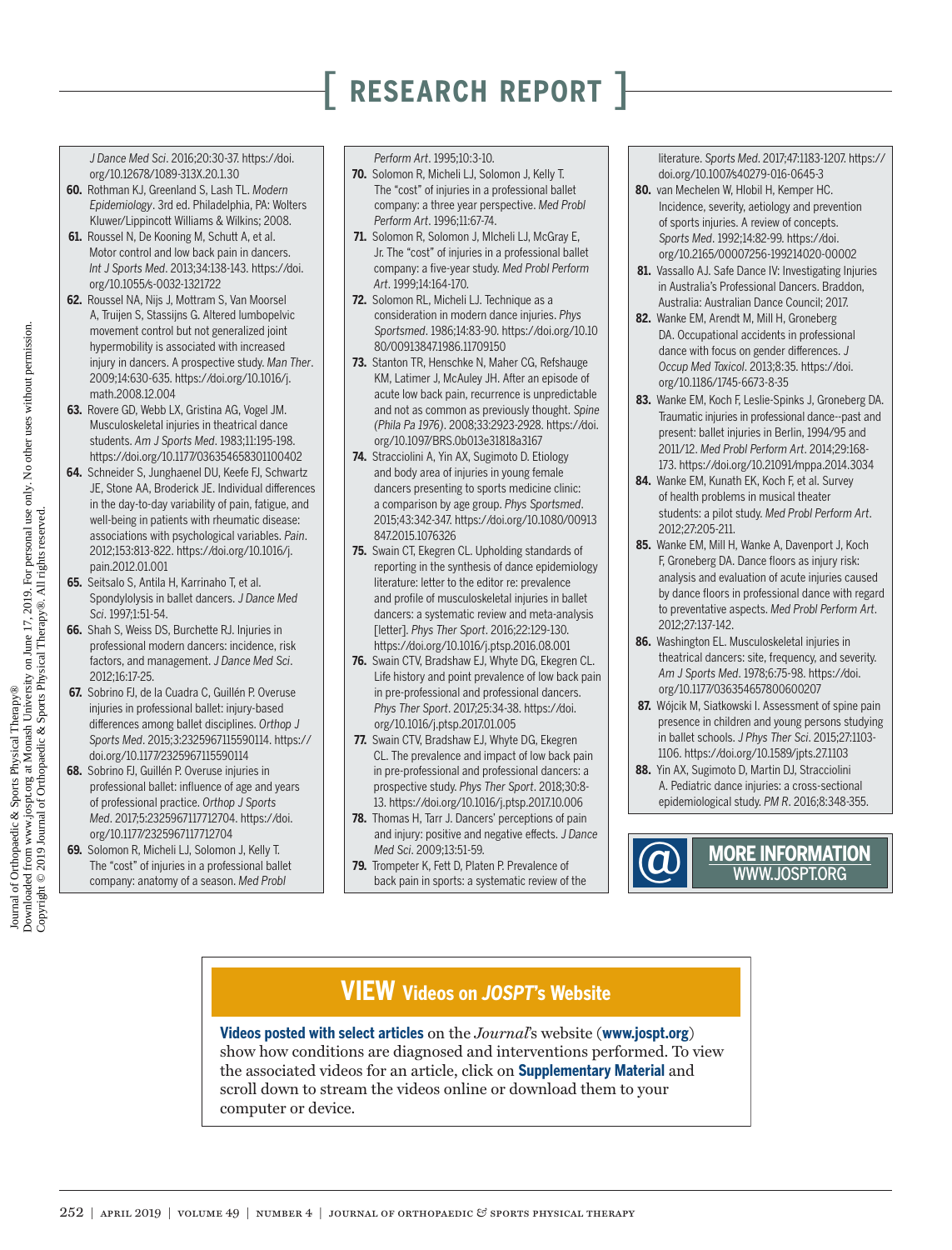*J Dance Med Sci*. 2016;20:30-37. https://doi.org/10.12678/1089-313X.20.1.30

60. Rothman KJ, Greenland S, Lash TL. *Modern Epidemiology*. 3rd ed. Philadelphia, PA: Wolters Kluwer/Lippincott Williams & Wilkins; 2008.
61. Roussel N, De Kooning M, Schutt A, et al. Motor control and low back pain in dancers. *Int J Sports Med*. 2013;34:138-143. https://doi.org/10.1055/s-0032-1321722
62. Roussel NA, Nijs J, Mottram S, Van Moorsel A, Truijen S, Stassijns G. Altered lumbopelvic movement control but not generalized joint hypermobility is associated with increased injury in dancers. A prospective study. *Man Ther*. 2009;14:630-635. https://doi.org/10.1016/j.math.2008.12.004
63. Rovere GD, Webb LX, Gristina AG, Vogel JM. Musculoskeletal injuries in theatrical dance students. *Am J Sports Med*. 1983;11:195-198. https://doi.org/10.1177/036354658301100402
64. Schneider S, Junghaenel DU, Keefe FJ, Schwartz JE, Stone AA, Broderick JE. Individual differences in the day-to-day variability of pain, fatigue, and well-being in patients with rheumatic disease: associations with psychological variables. *Pain*. 2012;153:813-822. https://doi.org/10.1016/j.pain.2012.01.001
65. Seitsalo S, Antila H, Karrinaho T, et al. Spondylolysis in ballet dancers. *J Dance Med Sci*. 1997;1:51-54.
66. Shah S, Weiss DS, Burchette RJ. Injuries in professional modern dancers: incidence, risk factors, and management. *J Dance Med Sci*. 2012;16:17-25.
67. Sobrino FJ, de la Cuadra C, Guillén P. Overuse injuries in professional ballet: injury-based differences among ballet disciplines. *Orthop J Sports Med*. 2015;3:2325967115590114. https://doi.org/10.1177/2325967115590114
68. Sobrino FJ, Guillén P. Overuse injuries in professional ballet: influence of age and years of professional practice. *Orthop J Sports Med*. 2017;5:2325967117712704. https://doi.org/10.1177/2325967117712704
69. Solomon R, Micheli LJ, Solomon J, Kelly T. The "cost" of injuries in a professional ballet company: anatomy of a season. *Med Probl Perform Art*. 1995;10:3-10.
70. Solomon R, Micheli LJ, Solomon J, Kelly T. The "cost" of injuries in a professional ballet company: a three year perspective. *Med Probl Perform Art*. 1996;11:67-74.
71. Solomon R, Solomon J, Micheli LJ, McGray E, Jr. The "cost" of injuries in a professional ballet company: a five-year study. *Med Probl Perform Art*. 1999;14:164-170.
72. Solomon RL, Micheli LJ. Technique as a consideration in modern dance injuries. *Phys Sportsmed*. 1986;14:83-90. https://doi.org/10.1080/00913847.1986.11709150
73. Stanton TR, Henschke N, Maher CG, Refshauge KM, Latimer J, McAuley JH. After an episode of acute low back pain, recurrence is unpredictable and not as common as previously thought. *Spine (Phila Pa 1976)*. 2008;33:2923-2928. https://doi.org/10.1097/BRS.0b013e31818a3167
74. Stracciolini A, Yin AX, Sugimoto D. Etiology and body area of injuries in young female dancers presenting to sports medicine clinic: a comparison by age group. *Phys Sportsmed*. 2015;43:342-347. https://doi.org/10.1080/00913847.2015.1076326
75. Swain CT, Ekegren CL. Upholding standards of reporting in the synthesis of dance epidemiology literature: letter to the editor re: prevalence and profile of musculoskeletal injuries in ballet dancers: a systematic review and meta-analysis [letter]. *Phys Ther Sport*. 2016;22:129-130. https://doi.org/10.1016/j.ptsp.2016.08.001
76. Swain CTV, Bradshaw EJ, Whyte DG, Ekegren CL. Life history and point prevalence of low back pain in pre-professional and professional dancers. *Phys Ther Sport*. 2017;25:34-38. https://doi.org/10.1016/j.ptsp.2017.01.005
77. Swain CTV, Bradshaw EJ, Whyte DG, Ekegren CL. The prevalence and impact of low back pain in pre-professional and professional dancers: a prospective study. *Phys Ther Sport*. 2018;30:8-13. https://doi.org/10.1016/j.ptsp.2017.10.006
78. Thomas H, Tarr J. Dancers' perceptions of pain and injury: positive and negative effects. *J Dance Med Sci*. 2009;13:51-59.
79. Trompeter K, Fett D, Platen P. Prevalence of back pain in sports: a systematic review of the literature. *Sports Med*. 2017;47:1183-1207. https://doi.org/10.1007/s40279-016-0645-3
80. van Mechelen W, Hlobil H, Kemper HC. Incidence, severity, aetiology and prevention of sports injuries. A review of concepts. *Sports Med*. 1992;14:82-99. https://doi.org/10.2165/00007256-199214020-00002
81. Vassallo AJ. Safe Dance IV: Investigating Injuries in Australia's Professional Dancers. Braddon, Australia: Australian Dance Council; 2017.
82. Wanke EM, Arendt M, Mill H, Groneberg DA. Occupational accidents in professional dance with focus on gender differences. *J Occup Med Toxicol*. 2013;8:35. https://doi.org/10.1186/1745-6673-8-35
83. Wanke EM, Koch F, Leslie-Spinks J, Groneberg DA. Traumatic injuries in professional dance--past and present: ballet injuries in Berlin, 1994/95 and 2011/12. *Med Probl Perform Art*. 2014;29:168-173. https://doi.org/10.21091/mppa.2014.3034
84. Wanke EM, Kunath EK, Koch F, et al. Survey of health problems in musical theater students: a pilot study. *Med Probl Perform Art*. 2012;27:205-211.
85. Wanke EM, Mill H, Wanke A, Davenport J, Koch F, Groneberg DA. Dance floors as injury risk: analysis and evaluation of acute injuries caused by dance floors in professional dance with regard to preventative aspects. *Med Probl Perform Art*. 2012;27:137-142.
86. Washington EL. Musculoskeletal injuries in theatrical dancers: site, frequency, and severity. *Am J Sports Med*. 1978;6:75-98. https://doi.org/10.1177/036354657800600207
87. Wójcik M, Siatkowski I. Assessment of spine pain presence in children and young persons studying in ballet schools. *J Phys Ther Sci*. 2015;27:1103-1106. https://doi.org/10.1589/jpts.27.1103
88. Yin AX, Sugimoto D, Martin DJ, Stracciolini A. Pediatric dance injuries: a cross-sectional epidemiological study. *PM R*. 2016;8:348-355.

**MORE INFORMATION**
WWW.JOSPT.ORG

## VIEW Videos on *JOSPT*'s Website

**Videos posted with select articles** on the *Journal*'s website (**www.jospt.org**) show how conditions are diagnosed and interventions performed. To view the associated videos for an article, click on **Supplementary Material** and scroll down to stream the videos online or download them to your computer or device.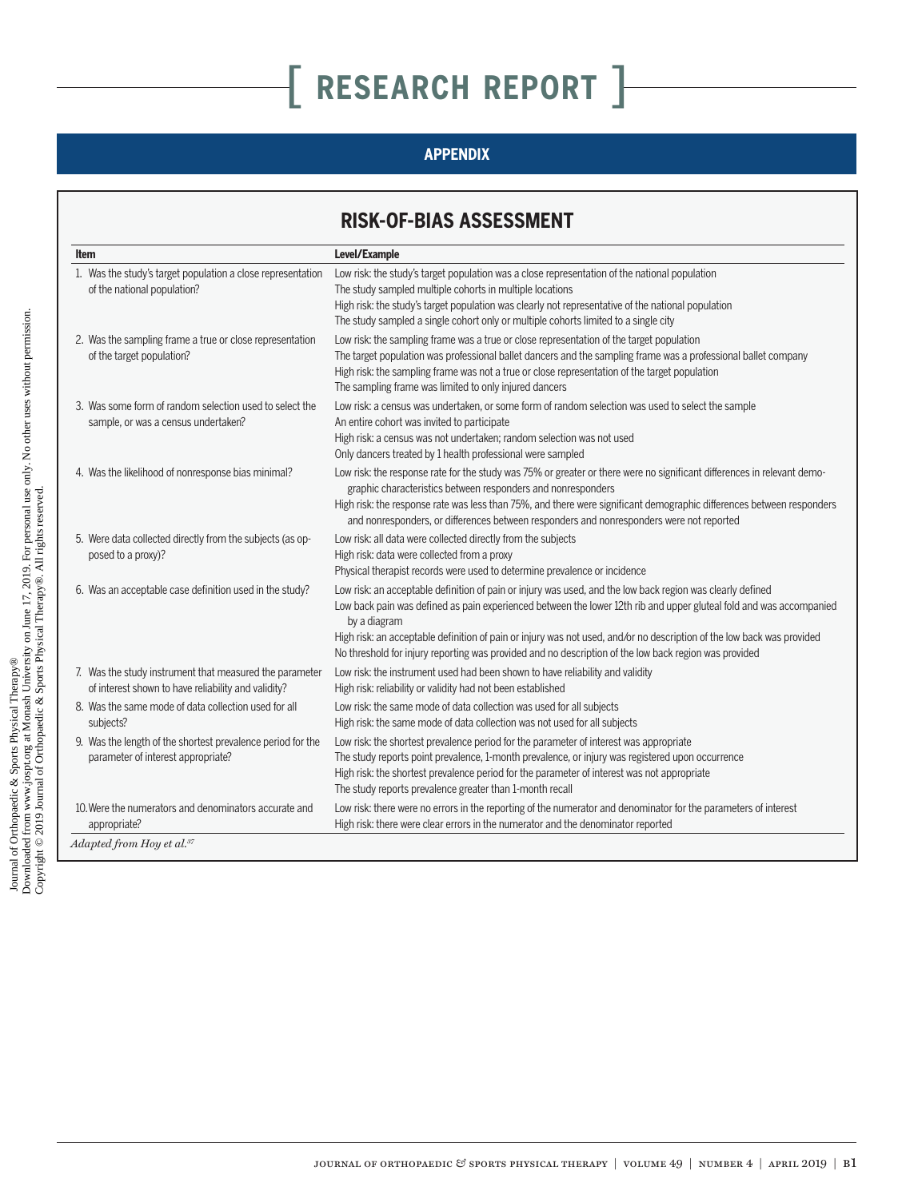# [ RESEARCH REPORT ]

## APPENDIX

### RISK-OF-BIAS ASSESSMENT

| Item | Level/Example |
|---|---|
| 1. Was the study's target population a close representation of the national population? | Low risk: the study's target population was a close representation of the national population<br>The study sampled multiple cohorts in multiple locations<br>High risk: the study's target population was clearly not representative of the national population<br>The study sampled a single cohort only or multiple cohorts limited to a single city |
| 2. Was the sampling frame a true or close representation of the target population? | Low risk: the sampling frame was a true or close representation of the target population<br>The target population was professional ballet dancers and the sampling frame was a professional ballet company<br>High risk: the sampling frame was not a true or close representation of the target population<br>The sampling frame was limited to only injured dancers |
| 3. Was some form of random selection used to select the sample, or was a census undertaken? | Low risk: a census was undertaken, or some form of random selection was used to select the sample<br>An entire cohort was invited to participate<br>High risk: a census was not undertaken; random selection was not used<br>Only dancers treated by 1 health professional were sampled |
| 4. Was the likelihood of nonresponse bias minimal? | Low risk: the response rate for the study was 75% or greater or there were no significant differences in relevant demographic characteristics between responders and nonresponders<br>High risk: the response rate was less than 75%, and there were significant demographic differences between responders and nonresponders, or differences between responders and nonresponders were not reported |
| 5. Were data collected directly from the subjects (as opposed to a proxy)? | Low risk: all data were collected directly from the subjects<br>High risk: data were collected from a proxy<br>Physical therapist records were used to determine prevalence or incidence |
| 6. Was an acceptable case definition used in the study? | Low risk: an acceptable definition of pain or injury was used, and the low back region was clearly defined<br>Low back pain was defined as pain experienced between the lower 12th rib and upper gluteal fold and was accompanied by a diagram<br>High risk: an acceptable definition of pain or injury was not used, and/or no description of the low back was provided<br>No threshold for injury reporting was provided and no description of the low back region was provided |
| 7. Was the study instrument that measured the parameter of interest shown to have reliability and validity? | Low risk: the instrument used had been shown to have reliability and validity<br>High risk: reliability or validity had not been established |
| 8. Was the same mode of data collection used for all subjects? | Low risk: the same mode of data collection was used for all subjects<br>High risk: the same mode of data collection was not used for all subjects |
| 9. Was the length of the shortest prevalence period for the parameter of interest appropriate? | Low risk: the shortest prevalence period for the parameter of interest was appropriate<br>The study reports point prevalence, 1-month prevalence, or injury was registered upon occurrence<br>High risk: the shortest prevalence period for the parameter of interest was not appropriate<br>The study reports prevalence greater than 1-month recall |
| 10. Were the numerators and denominators accurate and appropriate? | Low risk: there were no errors in the reporting of the numerator and denominator for the parameters of interest<br>High risk: there were clear errors in the numerator and the denominator reported |

*Adapted from Hoy et al.*[37]